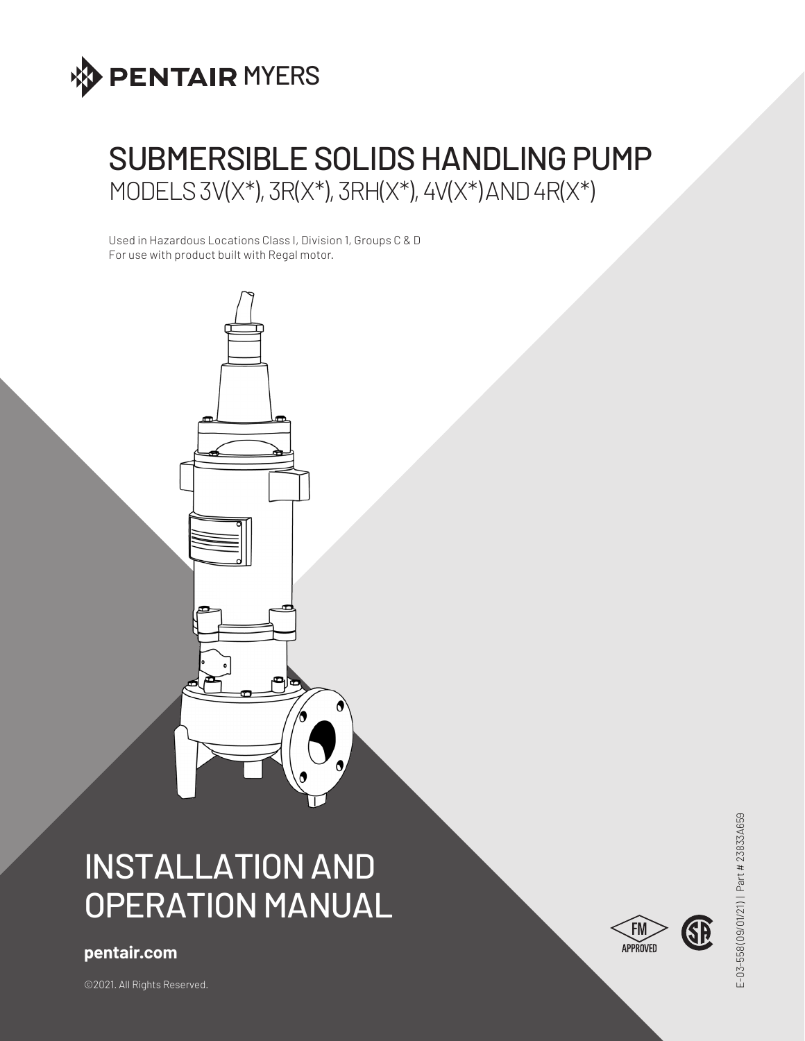PENTAIR MYERS

# SUBMERSIBLE SOLIDS HANDLING PUMP

## MODELS 3V(X*), 3R(X*), 3RH(X*), 4V(X*) AND 4R(X*)

Used in Hazardous Locations Class I, Division 1, Groups C & D
For use with product built with Regal motor.

# INSTALLATION AND OPERATION MANUAL

**pentair.com**

©2021. All Rights Reserved.

E-03-558(09/01/21) | Part # 23833A659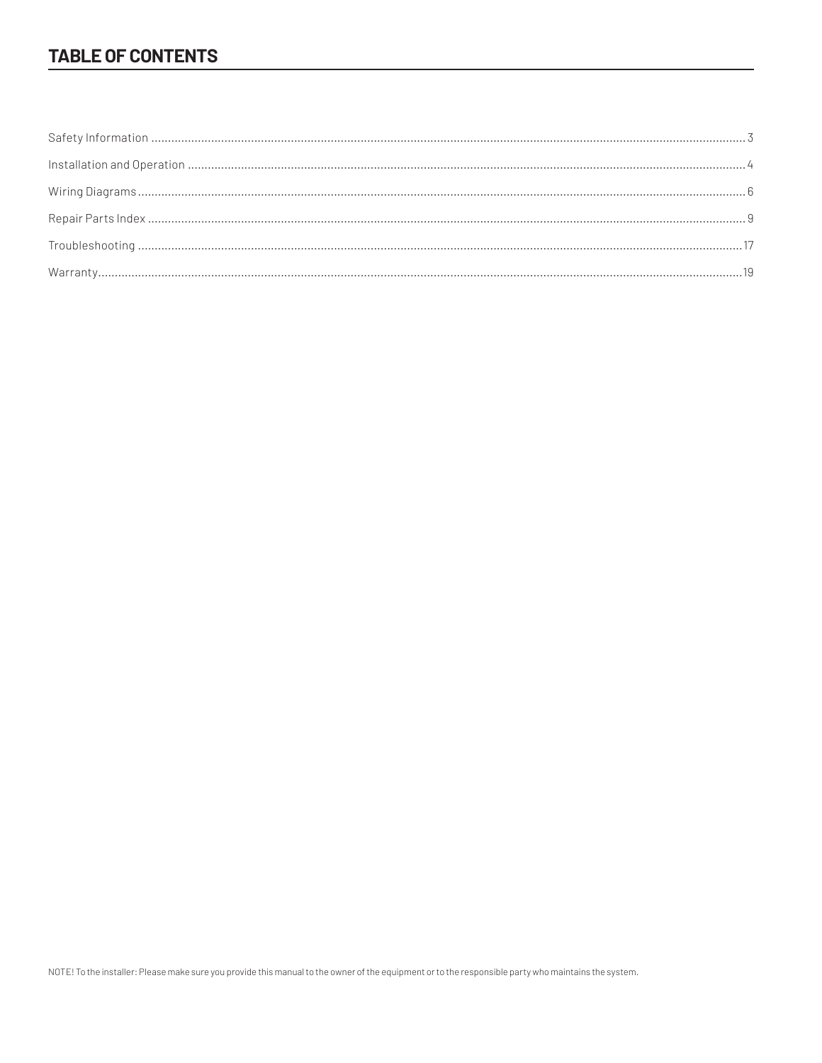# TABLE OF CONTENTS

Safety Information .......... 3

Installation and Operation .......... 4

Wiring Diagrams .......... 6

Repair Parts Index .......... 9

Troubleshooting .......... 17

Warranty .......... 19

NOTE! To the installer: Please make sure you provide this manual to the owner of the equipment or to the responsible party who maintains the system.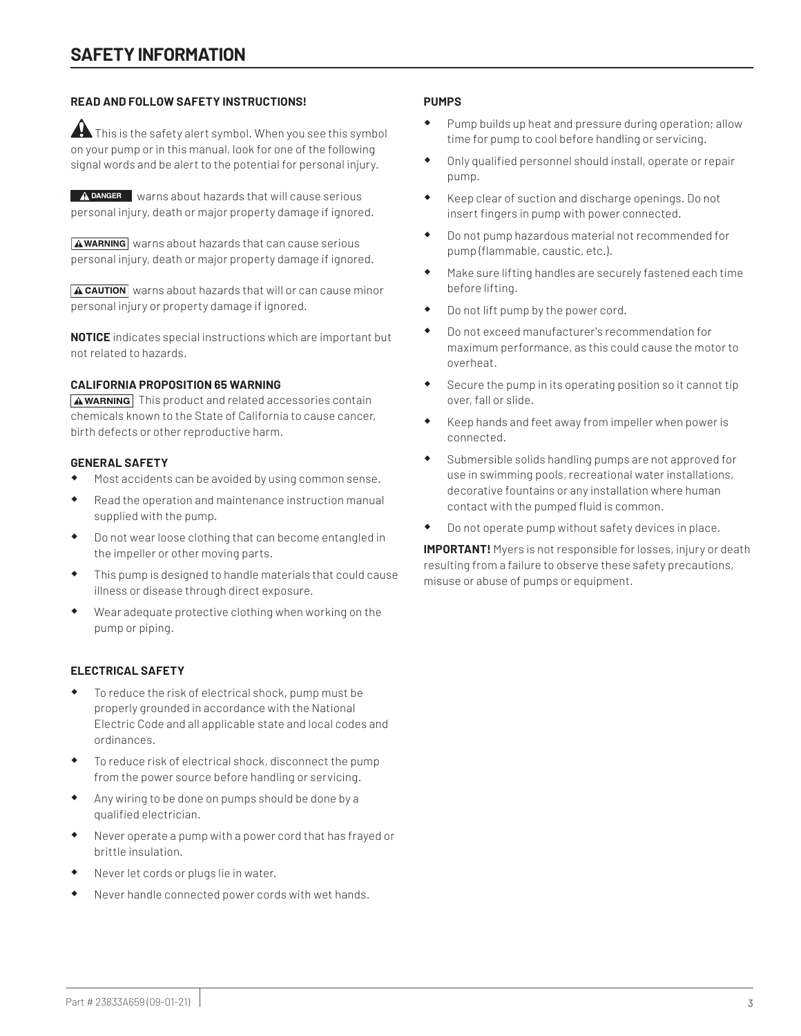# SAFETY INFORMATION

**READ AND FOLLOW SAFETY INSTRUCTIONS!**

⚠ This is the safety alert symbol. When you see this symbol on your pump or in this manual, look for one of the following signal words and be alert to the potential for personal injury.

**⚠ DANGER** warns about hazards that will cause serious personal injury, death or major property damage if ignored.

**⚠ WARNING** warns about hazards that can cause serious personal injury, death or major property damage if ignored.

**⚠ CAUTION** warns about hazards that will or can cause minor personal injury or property damage if ignored.

**NOTICE** indicates special instructions which are important but not related to hazards.

**CALIFORNIA PROPOSITION 65 WARNING**

**⚠ WARNING** This product and related accessories contain chemicals known to the State of California to cause cancer, birth defects or other reproductive harm.

**GENERAL SAFETY**

- Most accidents can be avoided by using common sense.
- Read the operation and maintenance instruction manual supplied with the pump.
- Do not wear loose clothing that can become entangled in the impeller or other moving parts.
- This pump is designed to handle materials that could cause illness or disease through direct exposure.
- Wear adequate protective clothing when working on the pump or piping.

**ELECTRICAL SAFETY**

- To reduce the risk of electrical shock, pump must be properly grounded in accordance with the National Electric Code and all applicable state and local codes and ordinances.
- To reduce risk of electrical shock, disconnect the pump from the power source before handling or servicing.
- Any wiring to be done on pumps should be done by a qualified electrician.
- Never operate a pump with a power cord that has frayed or brittle insulation.
- Never let cords or plugs lie in water.
- Never handle connected power cords with wet hands.

**PUMPS**

- Pump builds up heat and pressure during operation; allow time for pump to cool before handling or servicing.
- Only qualified personnel should install, operate or repair pump.
- Keep clear of suction and discharge openings. Do not insert fingers in pump with power connected.
- Do not pump hazardous material not recommended for pump (flammable, caustic, etc.).
- Make sure lifting handles are securely fastened each time before lifting.
- Do not lift pump by the power cord.
- Do not exceed manufacturer's recommendation for maximum performance, as this could cause the motor to overheat.
- Secure the pump in its operating position so it cannot tip over, fall or slide.
- Keep hands and feet away from impeller when power is connected.
- Submersible solids handling pumps are not approved for use in swimming pools, recreational water installations, decorative fountains or any installation where human contact with the pumped fluid is common.
- Do not operate pump without safety devices in place.

**IMPORTANT!** Myers is not responsible for losses, injury or death resulting from a failure to observe these safety precautions, misuse or abuse of pumps or equipment.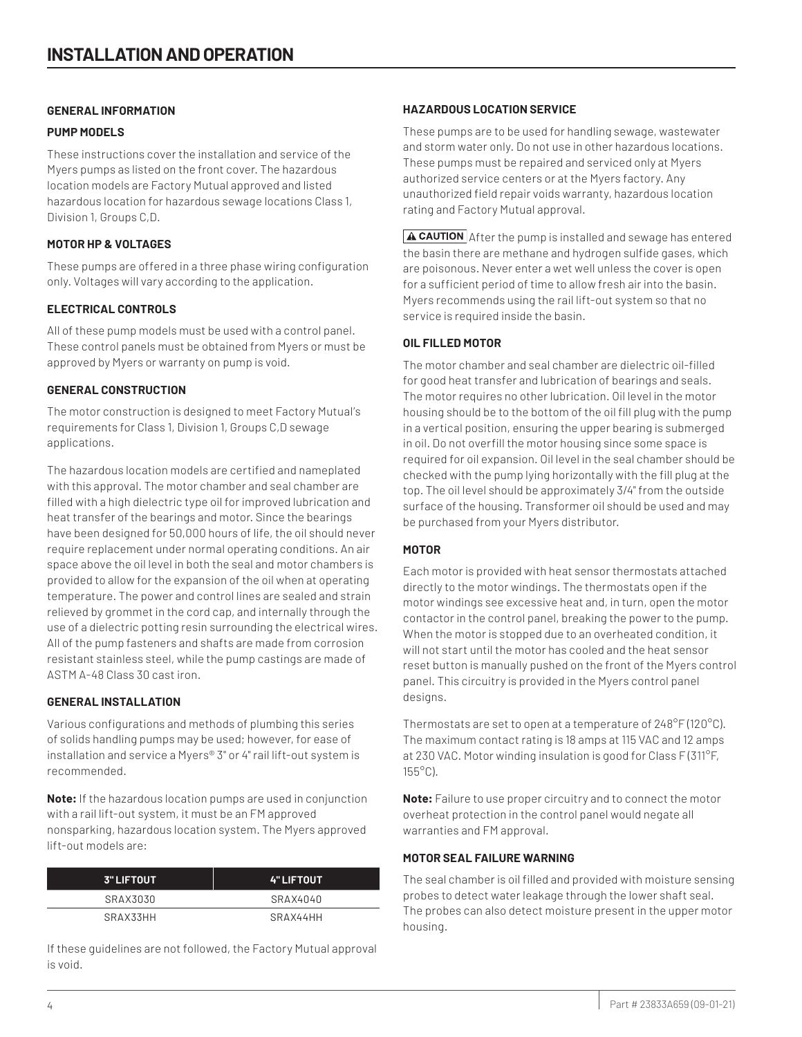# INSTALLATION AND OPERATION

### GENERAL INFORMATION

#### PUMP MODELS

These instructions cover the installation and service of the Myers pumps as listed on the front cover. The hazardous location models are Factory Mutual approved and listed hazardous location for hazardous sewage locations Class 1, Division 1, Groups C,D.

#### MOTOR HP & VOLTAGES

These pumps are offered in a three phase wiring configuration only. Voltages will vary according to the application.

#### ELECTRICAL CONTROLS

All of these pump models must be used with a control panel. These control panels must be obtained from Myers or must be approved by Myers or warranty on pump is void.

#### GENERAL CONSTRUCTION

The motor construction is designed to meet Factory Mutual's requirements for Class 1, Division 1, Groups C,D sewage applications.

The hazardous location models are certified and nameplated with this approval. The motor chamber and seal chamber are filled with a high dielectric type oil for improved lubrication and heat transfer of the bearings and motor. Since the bearings have been designed for 50,000 hours of life, the oil should never require replacement under normal operating conditions. An air space above the oil level in both the seal and motor chambers is provided to allow for the expansion of the oil when at operating temperature. The power and control lines are sealed and strain relieved by grommet in the cord cap, and internally through the use of a dielectric potting resin surrounding the electrical wires. All of the pump fasteners and shafts are made from corrosion resistant stainless steel, while the pump castings are made of ASTM A-48 Class 30 cast iron.

#### GENERAL INSTALLATION

Various configurations and methods of plumbing this series of solids handling pumps may be used; however, for ease of installation and service a Myers® 3" or 4" rail lift-out system is recommended.

**Note:** If the hazardous location pumps are used in conjunction with a rail lift-out system, it must be an FM approved nonsparking, hazardous location system. The Myers approved lift-out models are:

| 3" LIFTOUT | 4" LIFTOUT |
|---|---|
| SRAX3030 | SRAX4040 |
| SRAX33HH | SRAX44HH |

If these guidelines are not followed, the Factory Mutual approval is void.

#### HAZARDOUS LOCATION SERVICE

These pumps are to be used for handling sewage, wastewater and storm water only. Do not use in other hazardous locations. These pumps must be repaired and serviced only at Myers authorized service centers or at the Myers factory. Any unauthorized field repair voids warranty, hazardous location rating and Factory Mutual approval.

**⚠ CAUTION** After the pump is installed and sewage has entered the basin there are methane and hydrogen sulfide gases, which are poisonous. Never enter a wet well unless the cover is open for a sufficient period of time to allow fresh air into the basin. Myers recommends using the rail lift-out system so that no service is required inside the basin.

#### OIL FILLED MOTOR

The motor chamber and seal chamber are dielectric oil-filled for good heat transfer and lubrication of bearings and seals. The motor requires no other lubrication. Oil level in the motor housing should be to the bottom of the oil fill plug with the pump in a vertical position, ensuring the upper bearing is submerged in oil. Do not overfill the motor housing since some space is required for oil expansion. Oil level in the seal chamber should be checked with the pump lying horizontally with the fill plug at the top. The oil level should be approximately 3/4" from the outside surface of the housing. Transformer oil should be used and may be purchased from your Myers distributor.

#### MOTOR

Each motor is provided with heat sensor thermostats attached directly to the motor windings. The thermostats open if the motor windings see excessive heat and, in turn, open the motor contactor in the control panel, breaking the power to the pump. When the motor is stopped due to an overheated condition, it will not start until the motor has cooled and the heat sensor reset button is manually pushed on the front of the Myers control panel. This circuitry is provided in the Myers control panel designs.

Thermostats are set to open at a temperature of 248°F (120°C). The maximum contact rating is 18 amps at 115 VAC and 12 amps at 230 VAC. Motor winding insulation is good for Class F (311°F, 155°C).

**Note:** Failure to use proper circuitry and to connect the motor overheat protection in the control panel would negate all warranties and FM approval.

#### MOTOR SEAL FAILURE WARNING

The seal chamber is oil filled and provided with moisture sensing probes to detect water leakage through the lower shaft seal. The probes can also detect moisture present in the upper motor housing.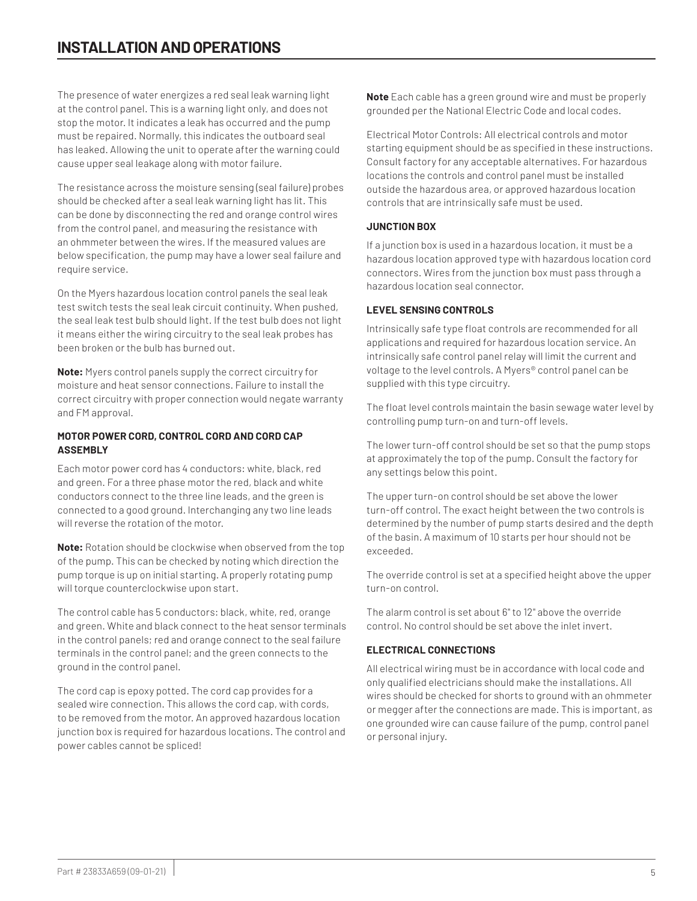# INSTALLATION AND OPERATIONS

The presence of water energizes a red seal leak warning light at the control panel. This is a warning light only, and does not stop the motor. It indicates a leak has occurred and the pump must be repaired. Normally, this indicates the outboard seal has leaked. Allowing the unit to operate after the warning could cause upper seal leakage along with motor failure.

The resistance across the moisture sensing (seal failure) probes should be checked after a seal leak warning light has lit. This can be done by disconnecting the red and orange control wires from the control panel, and measuring the resistance with an ohmmeter between the wires. If the measured values are below specification, the pump may have a lower seal failure and require service.

On the Myers hazardous location control panels the seal leak test switch tests the seal leak circuit continuity. When pushed, the seal leak test bulb should light. If the test bulb does not light it means either the wiring circuitry to the seal leak probes has been broken or the bulb has burned out.

**Note:** Myers control panels supply the correct circuitry for moisture and heat sensor connections. Failure to install the correct circuitry with proper connection would negate warranty and FM approval.

#### MOTOR POWER CORD, CONTROL CORD AND CORD CAP ASSEMBLY

Each motor power cord has 4 conductors: white, black, red and green. For a three phase motor the red, black and white conductors connect to the three line leads, and the green is connected to a good ground. Interchanging any two line leads will reverse the rotation of the motor.

**Note:** Rotation should be clockwise when observed from the top of the pump. This can be checked by noting which direction the pump torque is up on initial starting. A properly rotating pump will torque counterclockwise upon start.

The control cable has 5 conductors: black, white, red, orange and green. White and black connect to the heat sensor terminals in the control panels; red and orange connect to the seal failure terminals in the control panel; and the green connects to the ground in the control panel.

The cord cap is epoxy potted. The cord cap provides for a sealed wire connection. This allows the cord cap, with cords, to be removed from the motor. An approved hazardous location junction box is required for hazardous locations. The control and power cables cannot be spliced!

**Note** Each cable has a green ground wire and must be properly grounded per the National Electric Code and local codes.

Electrical Motor Controls: All electrical controls and motor starting equipment should be as specified in these instructions. Consult factory for any acceptable alternatives. For hazardous locations the controls and control panel must be installed outside the hazardous area, or approved hazardous location controls that are intrinsically safe must be used.

#### JUNCTION BOX

If a junction box is used in a hazardous location, it must be a hazardous location approved type with hazardous location cord connectors. Wires from the junction box must pass through a hazardous location seal connector.

#### LEVEL SENSING CONTROLS

Intrinsically safe type float controls are recommended for all applications and required for hazardous location service. An intrinsically safe control panel relay will limit the current and voltage to the level controls. A Myers® control panel can be supplied with this type circuitry.

The float level controls maintain the basin sewage water level by controlling pump turn-on and turn-off levels.

The lower turn-off control should be set so that the pump stops at approximately the top of the pump. Consult the factory for any settings below this point.

The upper turn-on control should be set above the lower turn-off control. The exact height between the two controls is determined by the number of pump starts desired and the depth of the basin. A maximum of 10 starts per hour should not be exceeded.

The override control is set at a specified height above the upper turn-on control.

The alarm control is set about 6" to 12" above the override control. No control should be set above the inlet invert.

#### ELECTRICAL CONNECTIONS

All electrical wiring must be in accordance with local code and only qualified electricians should make the installations. All wires should be checked for shorts to ground with an ohmmeter or megger after the connections are made. This is important, as one grounded wire can cause failure of the pump, control panel or personal injury.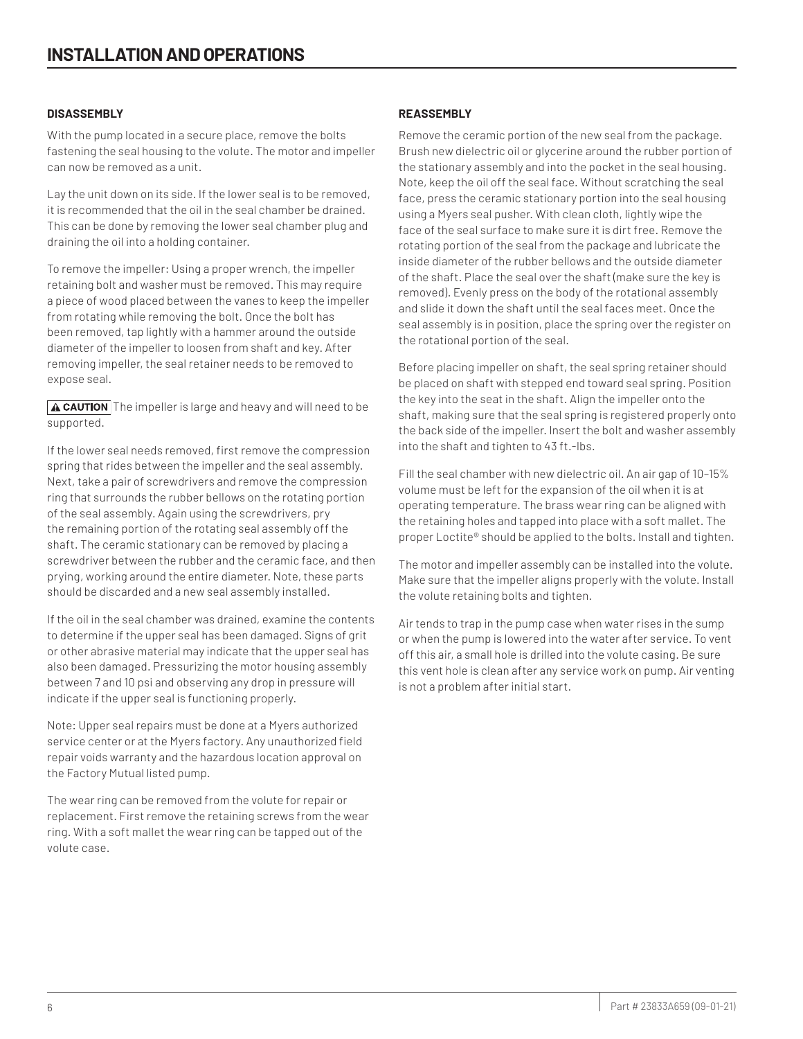# INSTALLATION AND OPERATIONS

### DISASSEMBLY

With the pump located in a secure place, remove the bolts fastening the seal housing to the volute. The motor and impeller can now be removed as a unit.

Lay the unit down on its side. If the lower seal is to be removed, it is recommended that the oil in the seal chamber be drained. This can be done by removing the lower seal chamber plug and draining the oil into a holding container.

To remove the impeller: Using a proper wrench, the impeller retaining bolt and washer must be removed. This may require a piece of wood placed between the vanes to keep the impeller from rotating while removing the bolt. Once the bolt has been removed, tap lightly with a hammer around the outside diameter of the impeller to loosen from shaft and key. After removing impeller, the seal retainer needs to be removed to expose seal.

**⚠ CAUTION** The impeller is large and heavy and will need to be supported.

If the lower seal needs removed, first remove the compression spring that rides between the impeller and the seal assembly. Next, take a pair of screwdrivers and remove the compression ring that surrounds the rubber bellows on the rotating portion of the seal assembly. Again using the screwdrivers, pry the remaining portion of the rotating seal assembly off the shaft. The ceramic stationary can be removed by placing a screwdriver between the rubber and the ceramic face, and then prying, working around the entire diameter. Note, these parts should be discarded and a new seal assembly installed.

If the oil in the seal chamber was drained, examine the contents to determine if the upper seal has been damaged. Signs of grit or other abrasive material may indicate that the upper seal has also been damaged. Pressurizing the motor housing assembly between 7 and 10 psi and observing any drop in pressure will indicate if the upper seal is functioning properly.

Note: Upper seal repairs must be done at a Myers authorized service center or at the Myers factory. Any unauthorized field repair voids warranty and the hazardous location approval on the Factory Mutual listed pump.

The wear ring can be removed from the volute for repair or replacement. First remove the retaining screws from the wear ring. With a soft mallet the wear ring can be tapped out of the volute case.

### REASSEMBLY

Remove the ceramic portion of the new seal from the package. Brush new dielectric oil or glycerine around the rubber portion of the stationary assembly and into the pocket in the seal housing. Note, keep the oil off the seal face. Without scratching the seal face, press the ceramic stationary portion into the seal housing using a Myers seal pusher. With clean cloth, lightly wipe the face of the seal surface to make sure it is dirt free. Remove the rotating portion of the seal from the package and lubricate the inside diameter of the rubber bellows and the outside diameter of the shaft. Place the seal over the shaft (make sure the key is removed). Evenly press on the body of the rotational assembly and slide it down the shaft until the seal faces meet. Once the seal assembly is in position, place the spring over the register on the rotational portion of the seal.

Before placing impeller on shaft, the seal spring retainer should be placed on shaft with stepped end toward seal spring. Position the key into the seat in the shaft. Align the impeller onto the shaft, making sure that the seal spring is registered properly onto the back side of the impeller. Insert the bolt and washer assembly into the shaft and tighten to 43 ft.-lbs.

Fill the seal chamber with new dielectric oil. An air gap of 10–15% volume must be left for the expansion of the oil when it is at operating temperature. The brass wear ring can be aligned with the retaining holes and tapped into place with a soft mallet. The proper Loctite® should be applied to the bolts. Install and tighten.

The motor and impeller assembly can be installed into the volute. Make sure that the impeller aligns properly with the volute. Install the volute retaining bolts and tighten.

Air tends to trap in the pump case when water rises in the sump or when the pump is lowered into the water after service. To vent off this air, a small hole is drilled into the volute casing. Be sure this vent hole is clean after any service work on pump. Air venting is not a problem after initial start.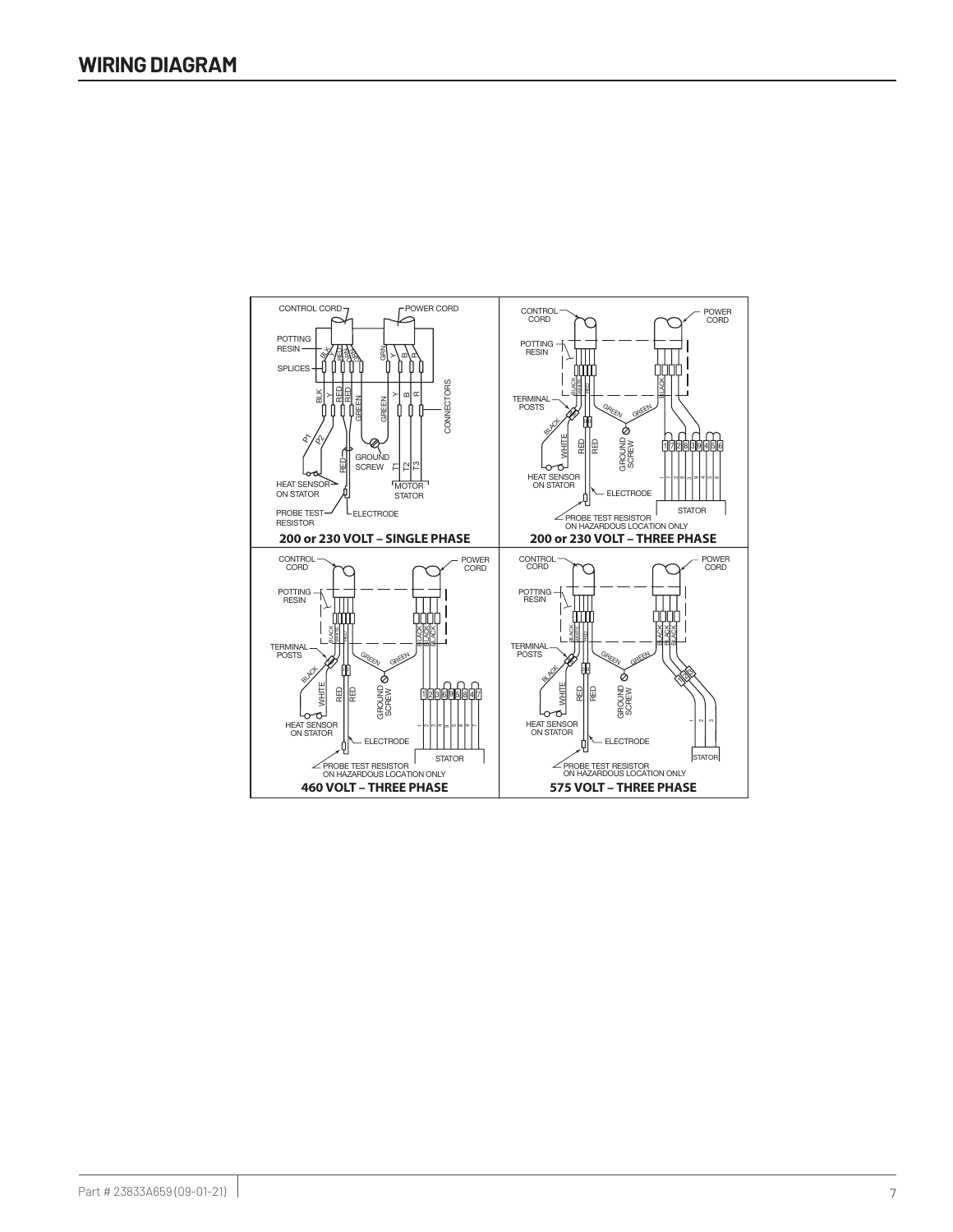# WIRING DIAGRAM

CONTROL CORD
POWER CORD
POTTING RESIN
SPLICES
BLK
RED
RED
GRN
GRN
Y
B
R
BLK
Y
RED
RED
GREEN
GREEN
Y
B
R
CONNECTORS
P1
P2
RED
GROUND SCREW
T1
T2
T3
HEAT SENSOR ON STATOR
MOTOR STATOR
PROBE TEST RESISTOR
ELECTRODE

**200 or 230 VOLT – SINGLE PHASE**

CONTROL CORD
POWER CORD
POTTING RESIN
BLACK
WHITE
RED
BLACK
TERMINAL POSTS
GREEN
GREEN
BLACK
WHITE
RED
RED
GROUND SCREW
1 7 2 8 3 9 4 5 6
HEAT SENSOR ON STATOR
ELECTRODE
STATOR
PROBE TEST RESISTOR ON HAZARDOUS LOCATION ONLY

**200 or 230 VOLT – THREE PHASE**

CONTROL CORD
POWER CORD
POTTING RESIN
BLACK
WHITE
RED
BLACK
BLACK
BLACK
TERMINAL POSTS
GREEN
GREEN
BLACK
WHITE
RED
RED
GROUND SCREW
1 2 3 6 9 5 8 4 7
HEAT SENSOR ON STATOR
ELECTRODE
STATOR
PROBE TEST RESISTOR ON HAZARDOUS LOCATION ONLY

**460 VOLT – THREE PHASE**

CONTROL CORD
POWER CORD
POTTING RESIN
BLACK
WHITE
RED
BLACK
BLACK
BLACK
TERMINAL POSTS
GREEN
GREEN
BLACK
WHITE
RED
RED
GROUND SCREW
1 2 3
HEAT SENSOR ON STATOR
ELECTRODE
STATOR
PROBE TEST RESISTOR ON HAZARDOUS LOCATION ONLY

**575 VOLT – THREE PHASE**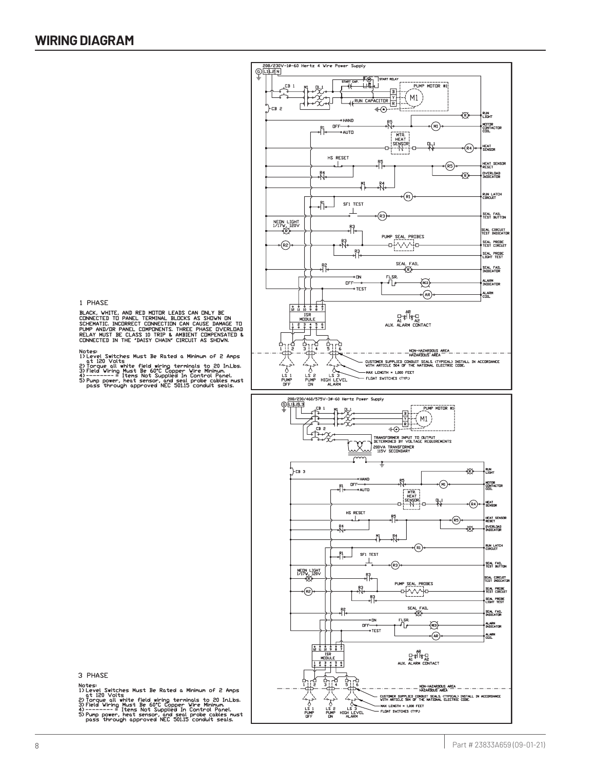# WIRING DIAGRAM

## 1 PHASE

BLACK, WHITE, AND RED MOTOR LEADS CAN ONLY BE CONNECTED TO PANEL TERMINAL BLOCKS AS SHOWN ON SCHEMATIC. INCORRECT CONNECTION CAN CAUSE DAMAGE TO PUMP AND/OR PANEL COMPONENTS. THREE PHASE OVERLOAD RELAY MUST BE CLASS 10 TRIP & AMBIENT COMPENSATED & CONNECTED IN THE 'DAISY CHAIN' CIRCUIT AS SHOWN.

Notes:

1) Level Switches Must Be Rated a Minimum of 2 Amps at 120 Volts
2) Torque all white field wiring terminals to 20 In.Lbs.
3) Field Wiring Must Be 60°C Copper Wire Minimum.
4) --------- = Items Not Supplied In Control Panel.
5) Pump power, heat sensor, and seal probe cables must pass through approved NEC 501.15 conduit seals.

## 3 PHASE

Notes:

1) Level Switches Must Be Rated a Minimum of 2 Amps at 120 Volts
2) Torque all white field wiring terminals to 20 In.Lbs.
3) Field Wiring Must Be 60°C Copper Wire Minimum.
4) --------- = Items Not Supplied In Control Panel.
5) Pump power, heat sensor, and seal probe cables must pass through approved NEC 501.15 conduit seals.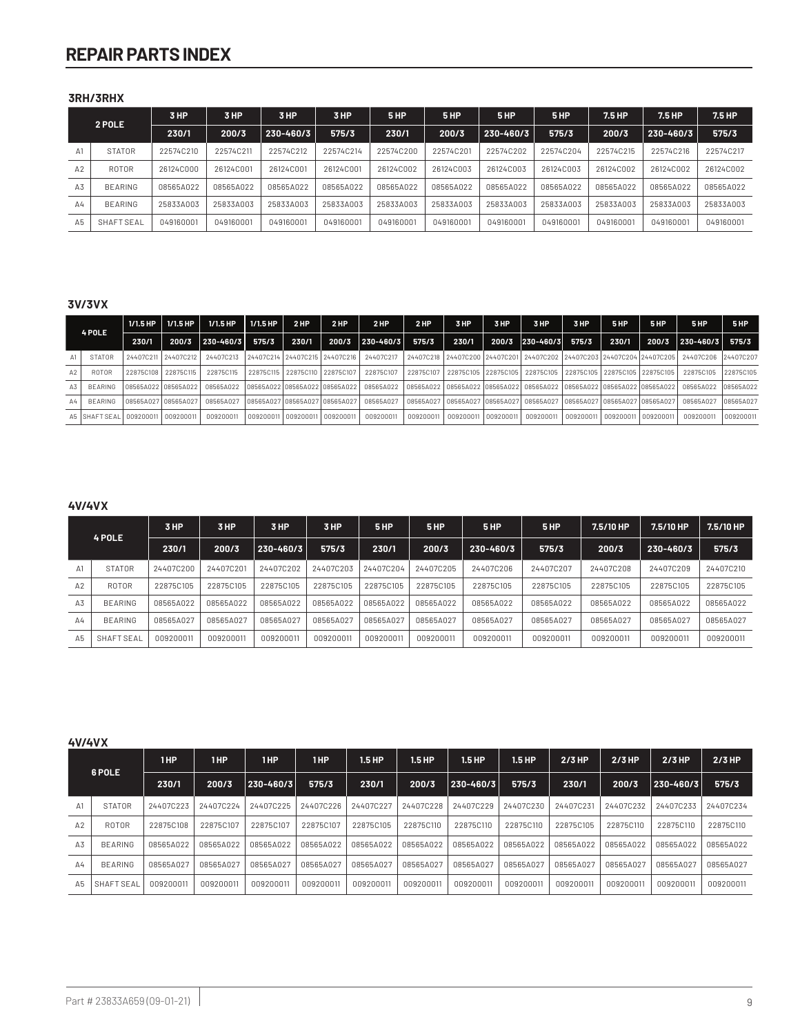# REPAIR PARTS INDEX

### 3RH/3RHX

| | 2 POLE | 3 HP | 3 HP | 3 HP | 3 HP | 5 HP | 5 HP | 5 HP | 5 HP | 7.5 HP | 7.5 HP | 7.5 HP |
|---|---|---|---|---|---|---|---|---|---|---|---|---|
| | | 230/1 | 200/3 | 230-460/3 | 575/3 | 230/1 | 200/3 | 230-460/3 | 575/3 | 200/3 | 230-460/3 | 575/3 |
| A1 | STATOR | 22574C210 | 22574C211 | 22574C212 | 22574C214 | 22574C200 | 22574C201 | 22574C202 | 22574C204 | 22574C215 | 22574C216 | 22574C217 |
| A2 | ROTOR | 26124C000 | 26124C001 | 26124C001 | 26124C001 | 26124C002 | 26124C003 | 26124C003 | 26124C003 | 26124C002 | 26124C002 | 26124C002 |
| A3 | BEARING | 08565A022 | 08565A022 | 08565A022 | 08565A022 | 08565A022 | 08565A022 | 08565A022 | 08565A022 | 08565A022 | 08565A022 | 08565A022 |
| A4 | BEARING | 25833A003 | 25833A003 | 25833A003 | 25833A003 | 25833A003 | 25833A003 | 25833A003 | 25833A003 | 25833A003 | 25833A003 | 25833A003 |
| A5 | SHAFT SEAL | 049160001 | 049160001 | 049160001 | 049160001 | 049160001 | 049160001 | 049160001 | 049160001 | 049160001 | 049160001 | 049160001 |

### 3V/3VX

| | 4 POLE | 1/1.5 HP | 1/1.5 HP | 1/1.5 HP | 1/1.5 HP | 2 HP | 2 HP | 2 HP | 2 HP | 3 HP | 3 HP | 3 HP | 3 HP | 5 HP | 5 HP | 5 HP | 5 HP |
|---|---|---|---|---|---|---|---|---|---|---|---|---|---|---|---|---|---|
| | | 230/1 | 200/3 | 230-460/3 | 575/3 | 230/1 | 200/3 | 230-460/3 | 575/3 | 230/1 | 200/3 | 230-460/3 | 575/3 | 230/1 | 200/3 | 230-460/3 | 575/3 |
| A1 | STATOR | 24407C211 | 24407C212 | 24407C213 | 24407C214 | 24407C215 | 24407C216 | 24407C217 | 24407C218 | 24407C200 | 24407C201 | 24407C202 | 24407C203 | 24407C204 | 24407C205 | 24407C206 | 24407C207 |
| A2 | ROTOR | 22875C108 | 22875C115 | 22875C115 | 22875C115 | 22875C110 | 22875C107 | 22875C107 | 22875C107 | 22875C105 | 22875C105 | 22875C105 | 22875C105 | 22875C105 | 22875C105 | 22875C105 | 22875C105 |
| A3 | BEARING | 08565A022 | 08565A022 | 08565A022 | 08565A022 | 08565A022 | 08565A022 | 08565A022 | 08565A022 | 08565A022 | 08565A022 | 08565A022 | 08565A022 | 08565A022 | 08565A022 | 08565A022 | 08565A022 |
| A4 | BEARING | 08565A027 | 08565A027 | 08565A027 | 08565A027 | 08565A027 | 08565A027 | 08565A027 | 08565A027 | 08565A027 | 08565A027 | 08565A027 | 08565A027 | 08565A027 | 08565A027 | 08565A027 | 08565A027 |
| A5 | SHAFT SEAL | 009200011 | 009200011 | 009200011 | 009200011 | 009200011 | 009200011 | 009200011 | 009200011 | 009200011 | 009200011 | 009200011 | 009200011 | 009200011 | 009200011 | 009200011 | 009200011 |

### 4V/4VX

| | 4 POLE | 3 HP | 3 HP | 3 HP | 3 HP | 5 HP | 5 HP | 5 HP | 5 HP | 7.5/10 HP | 7.5/10 HP | 7.5/10 HP |
|---|---|---|---|---|---|---|---|---|---|---|---|---|
| | | 230/1 | 200/3 | 230-460/3 | 575/3 | 230/1 | 200/3 | 230-460/3 | 575/3 | 200/3 | 230-460/3 | 575/3 |
| A1 | STATOR | 24407C200 | 24407C201 | 24407C202 | 24407C203 | 24407C204 | 24407C205 | 24407C206 | 24407C207 | 24407C208 | 24407C209 | 24407C210 |
| A2 | ROTOR | 22875C105 | 22875C105 | 22875C105 | 22875C105 | 22875C105 | 22875C105 | 22875C105 | 22875C105 | 22875C105 | 22875C105 | 22875C105 |
| A3 | BEARING | 08565A022 | 08565A022 | 08565A022 | 08565A022 | 08565A022 | 08565A022 | 08565A022 | 08565A022 | 08565A022 | 08565A022 | 08565A022 |
| A4 | BEARING | 08565A027 | 08565A027 | 08565A027 | 08565A027 | 08565A027 | 08565A027 | 08565A027 | 08565A027 | 08565A027 | 08565A027 | 08565A027 |
| A5 | SHAFT SEAL | 009200011 | 009200011 | 009200011 | 009200011 | 009200011 | 009200011 | 009200011 | 009200011 | 009200011 | 009200011 | 009200011 |

### 4V/4VX

| | 6 POLE | 1 HP | 1 HP | 1 HP | 1 HP | 1.5 HP | 1.5 HP | 1.5 HP | 1.5 HP | 2/3 HP | 2/3 HP | 2/3 HP | 2/3 HP |
|---|---|---|---|---|---|---|---|---|---|---|---|---|---|
| | | 230/1 | 200/3 | 230-460/3 | 575/3 | 230/1 | 200/3 | 230-460/3 | 575/3 | 230/1 | 200/3 | 230-460/3 | 575/3 |
| A1 | STATOR | 24407C223 | 24407C224 | 24407C225 | 24407C226 | 24407C227 | 24407C228 | 24407C229 | 24407C230 | 24407C231 | 24407C232 | 24407C233 | 24407C234 |
| A2 | ROTOR | 22875C108 | 22875C107 | 22875C107 | 22875C107 | 22875C105 | 22875C110 | 22875C110 | 22875C110 | 22875C105 | 22875C110 | 22875C110 | 22875C110 |
| A3 | BEARING | 08565A022 | 08565A022 | 08565A022 | 08565A022 | 08565A022 | 08565A022 | 08565A022 | 08565A022 | 08565A022 | 08565A022 | 08565A022 | 08565A022 |
| A4 | BEARING | 08565A027 | 08565A027 | 08565A027 | 08565A027 | 08565A027 | 08565A027 | 08565A027 | 08565A027 | 08565A027 | 08565A027 | 08565A027 | 08565A027 |
| A5 | SHAFT SEAL | 009200011 | 009200011 | 009200011 | 009200011 | 009200011 | 009200011 | 009200011 | 009200011 | 009200011 | 009200011 | 009200011 | 009200011 |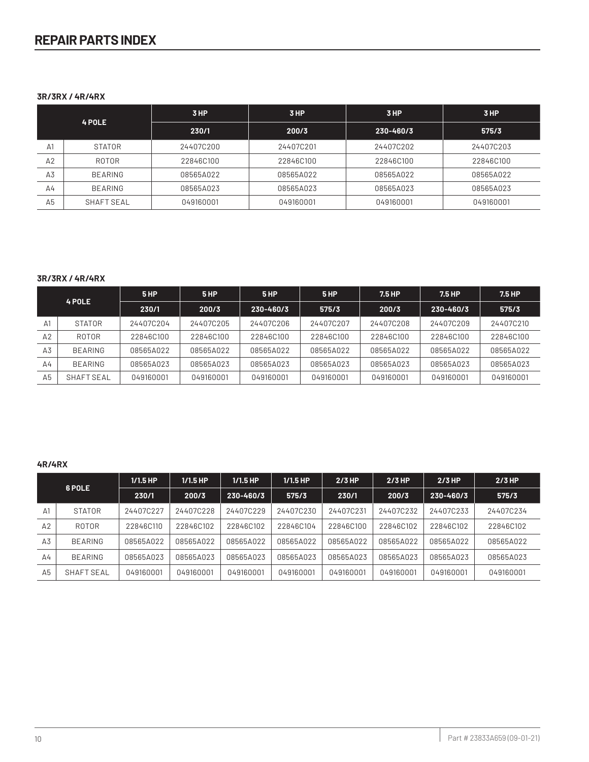# REPAIR PARTS INDEX

**3R/3RX / 4R/4RX**

| 4 POLE | | 3 HP | 3 HP | 3 HP | 3 HP |
|---|---|---|---|---|---|
| | | 230/1 | 200/3 | 230-460/3 | 575/3 |
| A1 | STATOR | 24407C200 | 24407C201 | 24407C202 | 24407C203 |
| A2 | ROTOR | 22846C100 | 22846C100 | 22846C100 | 22846C100 |
| A3 | BEARING | 08565A022 | 08565A022 | 08565A022 | 08565A022 |
| A4 | BEARING | 08565A023 | 08565A023 | 08565A023 | 08565A023 |
| A5 | SHAFT SEAL | 049160001 | 049160001 | 049160001 | 049160001 |

**3R/3RX / 4R/4RX**

| 4 POLE | | 5 HP | 5 HP | 5 HP | 5 HP | 7.5 HP | 7.5 HP | 7.5 HP |
|---|---|---|---|---|---|---|---|---|
| | | 230/1 | 200/3 | 230-460/3 | 575/3 | 200/3 | 230-460/3 | 575/3 |
| A1 | STATOR | 24407C204 | 24407C205 | 24407C206 | 24407C207 | 24407C208 | 24407C209 | 24407C210 |
| A2 | ROTOR | 22846C100 | 22846C100 | 22846C100 | 22846C100 | 22846C100 | 22846C100 | 22846C100 |
| A3 | BEARING | 08565A022 | 08565A022 | 08565A022 | 08565A022 | 08565A022 | 08565A022 | 08565A022 |
| A4 | BEARING | 08565A023 | 08565A023 | 08565A023 | 08565A023 | 08565A023 | 08565A023 | 08565A023 |
| A5 | SHAFT SEAL | 049160001 | 049160001 | 049160001 | 049160001 | 049160001 | 049160001 | 049160001 |

**4R/4RX**

| 6 POLE | | 1/1.5 HP | 1/1.5 HP | 1/1.5 HP | 1/1.5 HP | 2/3 HP | 2/3 HP | 2/3 HP | 2/3 HP |
|---|---|---|---|---|---|---|---|---|---|
| | | 230/1 | 200/3 | 230-460/3 | 575/3 | 230/1 | 200/3 | 230-460/3 | 575/3 |
| A1 | STATOR | 24407C227 | 24407C228 | 24407C229 | 24407C230 | 24407C231 | 24407C232 | 24407C233 | 24407C234 |
| A2 | ROTOR | 22846C110 | 22846C102 | 22846C102 | 22846C104 | 22846C100 | 22846C102 | 22846C102 | 22846C102 |
| A3 | BEARING | 08565A022 | 08565A022 | 08565A022 | 08565A022 | 08565A022 | 08565A022 | 08565A022 | 08565A022 |
| A4 | BEARING | 08565A023 | 08565A023 | 08565A023 | 08565A023 | 08565A023 | 08565A023 | 08565A023 | 08565A023 |
| A5 | SHAFT SEAL | 049160001 | 049160001 | 049160001 | 049160001 | 049160001 | 049160001 | 049160001 | 049160001 |

Part # 23833A659 (09-01-21)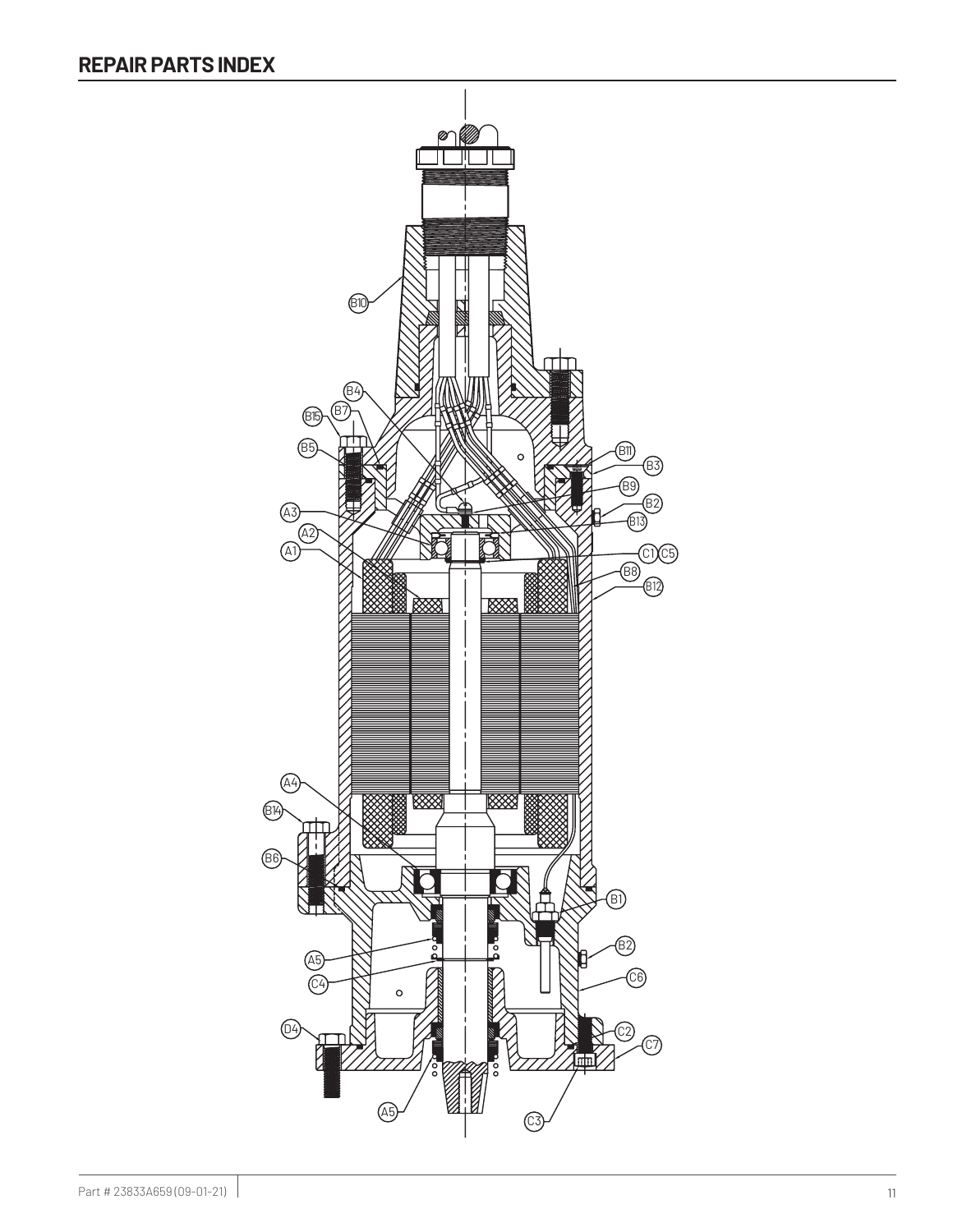## REPAIR PARTS INDEX

B10

B4

B7

B15

B5

B11

B3

B9

B2

B13

A3

A2

A1

C1 C5

B8

B12

A4

B14

B6

B1

B2

A5

C4

C6

D4

C2

C7

A5

C3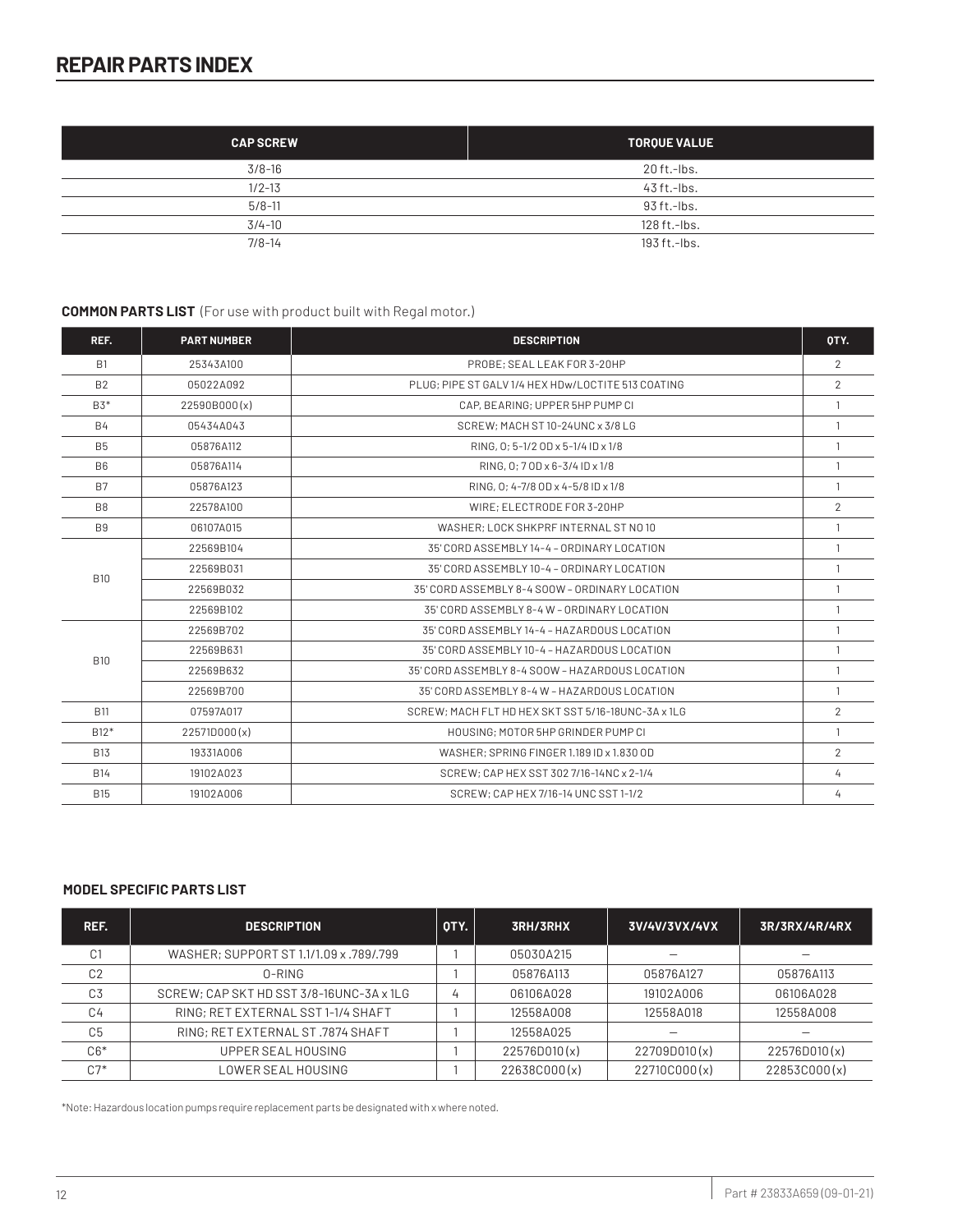# REPAIR PARTS INDEX

| CAP SCREW | TORQUE VALUE |
|---|---|
| 3/8-16 | 20 ft.-lbs. |
| 1/2-13 | 43 ft.-lbs. |
| 5/8-11 | 93 ft.-lbs. |
| 3/4-10 | 128 ft.-lbs. |
| 7/8-14 | 193 ft.-lbs. |

**COMMON PARTS LIST** (For use with product built with Regal motor.)

| REF. | PART NUMBER | DESCRIPTION | QTY. |
|---|---|---|---|
| B1 | 25343A100 | PROBE; SEAL LEAK FOR 3-20HP | 2 |
| B2 | 05022A092 | PLUG; PIPE ST GALV 1/4 HEX HDw/LOCTITE 513 COATING | 2 |
| B3* | 22590B000(x) | CAP, BEARING; UPPER 5HP PUMP CI | 1 |
| B4 | 05434A043 | SCREW; MACH ST 10-24UNC x 3/8 LG | 1 |
| B5 | 05876A112 | RING, O; 5-1/2 OD x 5-1/4 ID x 1/8 | 1 |
| B6 | 05876A114 | RING, O; 7 OD x 6-3/4 ID x 1/8 | 1 |
| B7 | 05876A123 | RING, O; 4-7/8 OD x 4-5/8 ID x 1/8 | 1 |
| B8 | 22578A100 | WIRE; ELECTRODE FOR 3-20HP | 2 |
| B9 | 06107A015 | WASHER; LOCK SHKPRF INTERNAL ST NO 10 | 1 |
| B10 | 22569B104 | 35' CORD ASSEMBLY 14-4 – ORDINARY LOCATION | 1 |
| | 22569B031 | 35' CORD ASSEMBLY 10-4 – ORDINARY LOCATION | 1 |
| | 22569B032 | 35' CORD ASSEMBLY 8-4 SOOW – ORDINARY LOCATION | 1 |
| | 22569B102 | 35' CORD ASSEMBLY 8-4 W – ORDINARY LOCATION | 1 |
| B10 | 22569B702 | 35' CORD ASSEMBLY 14-4 – HAZARDOUS LOCATION | 1 |
| | 22569B631 | 35' CORD ASSEMBLY 10-4 – HAZARDOUS LOCATION | 1 |
| | 22569B632 | 35' CORD ASSEMBLY 8-4 SOOW – HAZARDOUS LOCATION | 1 |
| | 22569B700 | 35' CORD ASSEMBLY 8-4 W – HAZARDOUS LOCATION | 1 |
| B11 | 07597A017 | SCREW; MACH FLT HD HEX SKT SST 5/16-18UNC-3A x 1LG | 2 |
| B12* | 22571D000(x) | HOUSING; MOTOR 5HP GRINDER PUMP CI | 1 |
| B13 | 19331A006 | WASHER; SPRING FINGER 1.189 ID x 1.830 OD | 2 |
| B14 | 19102A023 | SCREW; CAP HEX SST 302 7/16-14NC x 2-1/4 | 4 |
| B15 | 19102A006 | SCREW; CAP HEX 7/16-14 UNC SST 1-1/2 | 4 |

**MODEL SPECIFIC PARTS LIST**

| REF. | DESCRIPTION | QTY. | 3RH/3RHX | 3V/4V/3VX/4VX | 3R/3RX/4R/4RX |
|---|---|---|---|---|---|
| C1 | WASHER; SUPPORT ST 1.1/1.09 x .789/.799 | 1 | 05030A215 | — | — |
| C2 | O-RING | 1 | 05876A113 | 05876A127 | 05876A113 |
| C3 | SCREW; CAP SKT HD SST 3/8-16UNC-3A x 1LG | 4 | 06106A028 | 19102A006 | 06106A028 |
| C4 | RING; RET EXTERNAL SST 1-1/4 SHAFT | 1 | 12558A008 | 12558A018 | 12558A008 |
| C5 | RING; RET EXTERNAL ST .7874 SHAFT | 1 | 12558A025 | — | — |
| C6* | UPPER SEAL HOUSING | 1 | 22576D010(x) | 22709D010(x) | 22576D010(x) |
| C7* | LOWER SEAL HOUSING | 1 | 22638C000(x) | 22710C000(x) | 22853C000(x) |

*Note: Hazardous location pumps require replacement parts be designated with x where noted.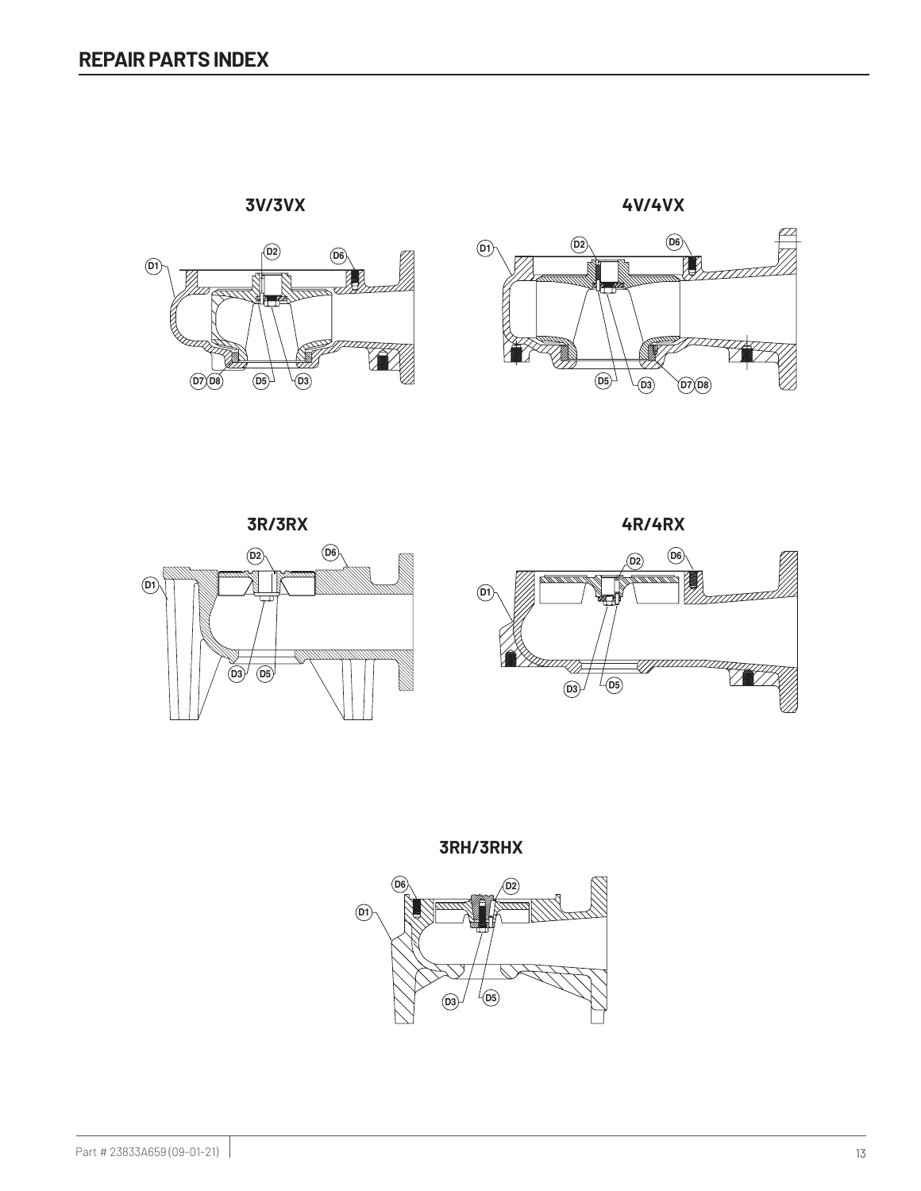## REPAIR PARTS INDEX

**3V/3VX**

D1, D2, D6, D7, D8, D5, D3

**4V/4VX**

D1, D2, D6, D5, D3, D7, D8

**3R/3RX**

D1, D2, D6, D3, D5

**4R/4RX**

D1, D2, D6, D3, D5

**3RH/3RHX**

D1, D6, D2, D3, D5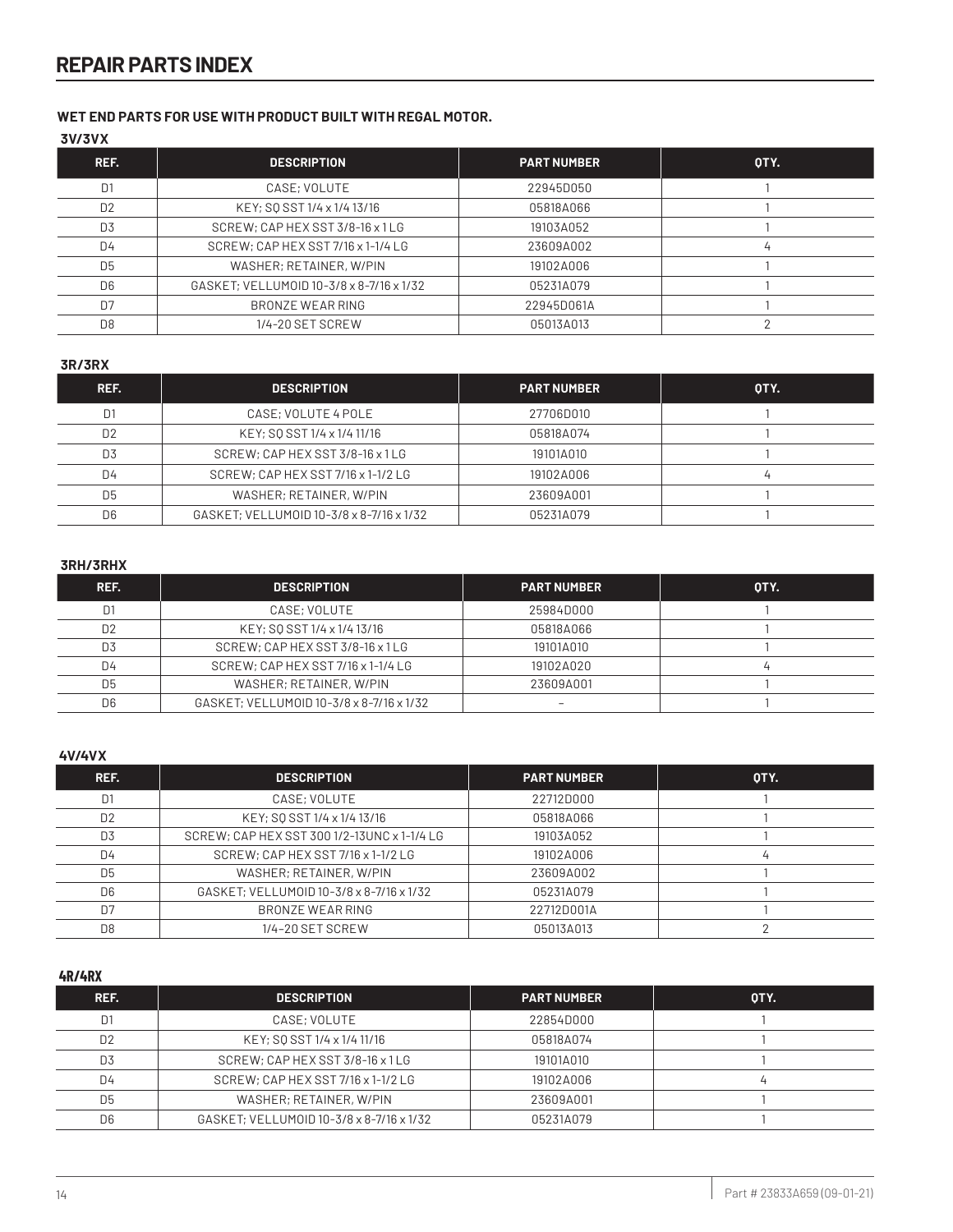# REPAIR PARTS INDEX

**WET END PARTS FOR USE WITH PRODUCT BUILT WITH REGAL MOTOR.**

**3V/3VX**

| REF. | DESCRIPTION | PART NUMBER | QTY. |
|---|---|---|---|
| D1 | CASE; VOLUTE | 22945D050 | 1 |
| D2 | KEY; SQ SST 1/4 x 1/4 13/16 | 05818A066 | 1 |
| D3 | SCREW; CAP HEX SST 3/8-16 x 1 LG | 19103A052 | 1 |
| D4 | SCREW; CAP HEX SST 7/16 x 1-1/4 LG | 23609A002 | 4 |
| D5 | WASHER; RETAINER, W/PIN | 19102A006 | 1 |
| D6 | GASKET; VELLUMOID 10-3/8 x 8-7/16 x 1/32 | 05231A079 | 1 |
| D7 | BRONZE WEAR RING | 22945D061A | 1 |
| D8 | 1/4-20 SET SCREW | 05013A013 | 2 |

**3R/3RX**

| REF. | DESCRIPTION | PART NUMBER | QTY. |
|---|---|---|---|
| D1 | CASE; VOLUTE 4 POLE | 27706D010 | 1 |
| D2 | KEY; SQ SST 1/4 x 1/4 11/16 | 05818A074 | 1 |
| D3 | SCREW; CAP HEX SST 3/8-16 x 1 LG | 19101A010 | 1 |
| D4 | SCREW; CAP HEX SST 7/16 x 1-1/2 LG | 19102A006 | 4 |
| D5 | WASHER; RETAINER, W/PIN | 23609A001 | 1 |
| D6 | GASKET; VELLUMOID 10-3/8 x 8-7/16 x 1/32 | 05231A079 | 1 |

**3RH/3RHX**

| REF. | DESCRIPTION | PART NUMBER | QTY. |
|---|---|---|---|
| D1 | CASE; VOLUTE | 25984D000 | 1 |
| D2 | KEY; SQ SST 1/4 x 1/4 13/16 | 05818A066 | 1 |
| D3 | SCREW; CAP HEX SST 3/8-16 x 1 LG | 19101A010 | 1 |
| D4 | SCREW; CAP HEX SST 7/16 x 1-1/4 LG | 19102A020 | 4 |
| D5 | WASHER; RETAINER, W/PIN | 23609A001 | 1 |
| D6 | GASKET; VELLUMOID 10-3/8 x 8-7/16 x 1/32 | – | 1 |

**4V/4VX**

| REF. | DESCRIPTION | PART NUMBER | QTY. |
|---|---|---|---|
| D1 | CASE; VOLUTE | 22712D000 | 1 |
| D2 | KEY; SQ SST 1/4 x 1/4 13/16 | 05818A066 | 1 |
| D3 | SCREW; CAP HEX SST 300 1/2-13UNC x 1-1/4 LG | 19103A052 | 1 |
| D4 | SCREW; CAP HEX SST 7/16 x 1-1/2 LG | 19102A006 | 4 |
| D5 | WASHER; RETAINER, W/PIN | 23609A002 | 1 |
| D6 | GASKET; VELLUMOID 10-3/8 x 8-7/16 x 1/32 | 05231A079 | 1 |
| D7 | BRONZE WEAR RING | 22712D001A | 1 |
| D8 | 1/4-20 SET SCREW | 05013A013 | 2 |

**4R/4RX**

| REF. | DESCRIPTION | PART NUMBER | QTY. |
|---|---|---|---|
| D1 | CASE; VOLUTE | 22854D000 | 1 |
| D2 | KEY; SQ SST 1/4 x 1/4 11/16 | 05818A074 | 1 |
| D3 | SCREW; CAP HEX SST 3/8-16 x 1 LG | 19101A010 | 1 |
| D4 | SCREW; CAP HEX SST 7/16 x 1-1/2 LG | 19102A006 | 4 |
| D5 | WASHER; RETAINER, W/PIN | 23609A001 | 1 |
| D6 | GASKET; VELLUMOID 10-3/8 x 8-7/16 x 1/32 | 05231A079 | 1 |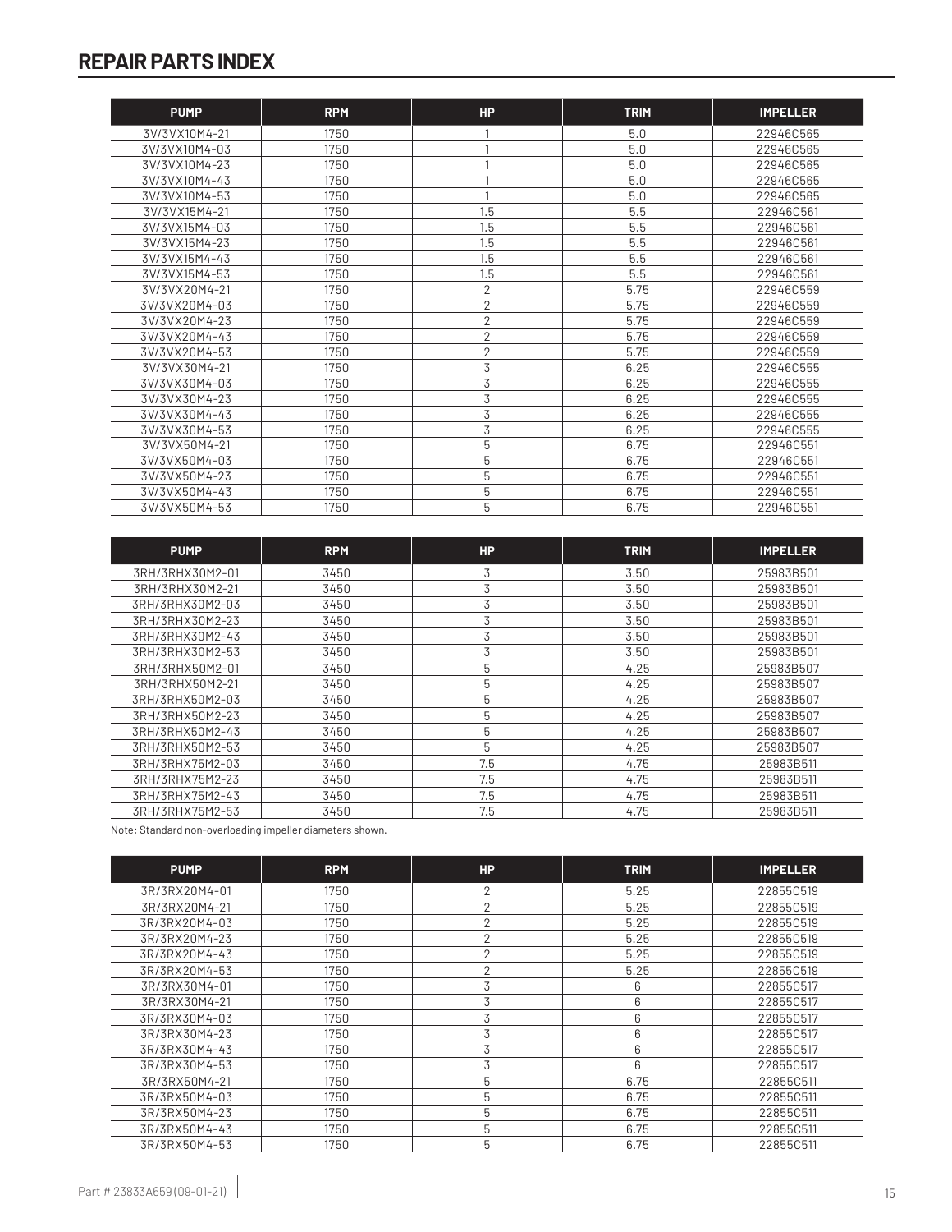# REPAIR PARTS INDEX

| PUMP | RPM | HP | TRIM | IMPELLER |
|---|---|---|---|---|
| 3V/3VX10M4-21 | 1750 | 1 | 5.0 | 22946C565 |
| 3V/3VX10M4-03 | 1750 | 1 | 5.0 | 22946C565 |
| 3V/3VX10M4-23 | 1750 | 1 | 5.0 | 22946C565 |
| 3V/3VX10M4-43 | 1750 | 1 | 5.0 | 22946C565 |
| 3V/3VX10M4-53 | 1750 | 1 | 5.0 | 22946C565 |
| 3V/3VX15M4-21 | 1750 | 1.5 | 5.5 | 22946C561 |
| 3V/3VX15M4-03 | 1750 | 1.5 | 5.5 | 22946C561 |
| 3V/3VX15M4-23 | 1750 | 1.5 | 5.5 | 22946C561 |
| 3V/3VX15M4-43 | 1750 | 1.5 | 5.5 | 22946C561 |
| 3V/3VX15M4-53 | 1750 | 1.5 | 5.5 | 22946C561 |
| 3V/3VX20M4-21 | 1750 | 2 | 5.75 | 22946C559 |
| 3V/3VX20M4-03 | 1750 | 2 | 5.75 | 22946C559 |
| 3V/3VX20M4-23 | 1750 | 2 | 5.75 | 22946C559 |
| 3V/3VX20M4-43 | 1750 | 2 | 5.75 | 22946C559 |
| 3V/3VX20M4-53 | 1750 | 2 | 5.75 | 22946C559 |
| 3V/3VX30M4-21 | 1750 | 3 | 6.25 | 22946C555 |
| 3V/3VX30M4-03 | 1750 | 3 | 6.25 | 22946C555 |
| 3V/3VX30M4-23 | 1750 | 3 | 6.25 | 22946C555 |
| 3V/3VX30M4-43 | 1750 | 3 | 6.25 | 22946C555 |
| 3V/3VX30M4-53 | 1750 | 3 | 6.25 | 22946C555 |
| 3V/3VX50M4-21 | 1750 | 5 | 6.75 | 22946C551 |
| 3V/3VX50M4-03 | 1750 | 5 | 6.75 | 22946C551 |
| 3V/3VX50M4-23 | 1750 | 5 | 6.75 | 22946C551 |
| 3V/3VX50M4-43 | 1750 | 5 | 6.75 | 22946C551 |
| 3V/3VX50M4-53 | 1750 | 5 | 6.75 | 22946C551 |

| PUMP | RPM | HP | TRIM | IMPELLER |
|---|---|---|---|---|
| 3RH/3RHX30M2-01 | 3450 | 3 | 3.50 | 25983B501 |
| 3RH/3RHX30M2-21 | 3450 | 3 | 3.50 | 25983B501 |
| 3RH/3RHX30M2-03 | 3450 | 3 | 3.50 | 25983B501 |
| 3RH/3RHX30M2-23 | 3450 | 3 | 3.50 | 25983B501 |
| 3RH/3RHX30M2-43 | 3450 | 3 | 3.50 | 25983B501 |
| 3RH/3RHX30M2-53 | 3450 | 3 | 3.50 | 25983B501 |
| 3RH/3RHX50M2-01 | 3450 | 5 | 4.25 | 25983B507 |
| 3RH/3RHX50M2-21 | 3450 | 5 | 4.25 | 25983B507 |
| 3RH/3RHX50M2-03 | 3450 | 5 | 4.25 | 25983B507 |
| 3RH/3RHX50M2-23 | 3450 | 5 | 4.25 | 25983B507 |
| 3RH/3RHX50M2-43 | 3450 | 5 | 4.25 | 25983B507 |
| 3RH/3RHX50M2-53 | 3450 | 5 | 4.25 | 25983B507 |
| 3RH/3RHX75M2-03 | 3450 | 7.5 | 4.75 | 25983B511 |
| 3RH/3RHX75M2-23 | 3450 | 7.5 | 4.75 | 25983B511 |
| 3RH/3RHX75M2-43 | 3450 | 7.5 | 4.75 | 25983B511 |
| 3RH/3RHX75M2-53 | 3450 | 7.5 | 4.75 | 25983B511 |

Note: Standard non-overloading impeller diameters shown.

| PUMP | RPM | HP | TRIM | IMPELLER |
|---|---|---|---|---|
| 3R/3RX20M4-01 | 1750 | 2 | 5.25 | 22855C519 |
| 3R/3RX20M4-21 | 1750 | 2 | 5.25 | 22855C519 |
| 3R/3RX20M4-03 | 1750 | 2 | 5.25 | 22855C519 |
| 3R/3RX20M4-23 | 1750 | 2 | 5.25 | 22855C519 |
| 3R/3RX20M4-43 | 1750 | 2 | 5.25 | 22855C519 |
| 3R/3RX20M4-53 | 1750 | 2 | 5.25 | 22855C519 |
| 3R/3RX30M4-01 | 1750 | 3 | 6 | 22855C517 |
| 3R/3RX30M4-21 | 1750 | 3 | 6 | 22855C517 |
| 3R/3RX30M4-03 | 1750 | 3 | 6 | 22855C517 |
| 3R/3RX30M4-23 | 1750 | 3 | 6 | 22855C517 |
| 3R/3RX30M4-43 | 1750 | 3 | 6 | 22855C517 |
| 3R/3RX30M4-53 | 1750 | 3 | 6 | 22855C517 |
| 3R/3RX50M4-21 | 1750 | 5 | 6.75 | 22855C511 |
| 3R/3RX50M4-03 | 1750 | 5 | 6.75 | 22855C511 |
| 3R/3RX50M4-23 | 1750 | 5 | 6.75 | 22855C511 |
| 3R/3RX50M4-43 | 1750 | 5 | 6.75 | 22855C511 |
| 3R/3RX50M4-53 | 1750 | 5 | 6.75 | 22855C511 |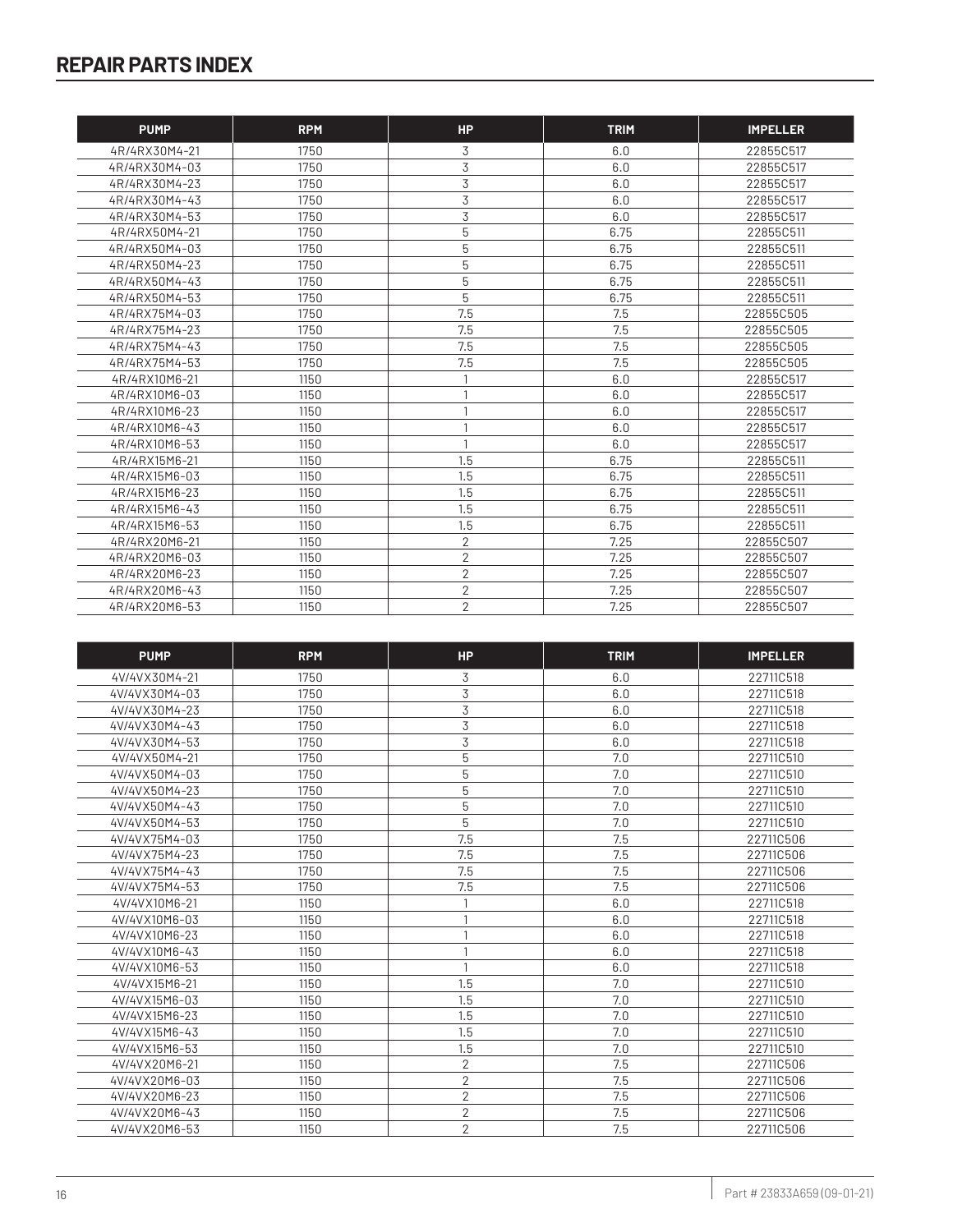# REPAIR PARTS INDEX

| PUMP | RPM | HP | TRIM | IMPELLER |
|---|---|---|---|---|
| 4R/4RX30M4-21 | 1750 | 3 | 6.0 | 22855C517 |
| 4R/4RX30M4-03 | 1750 | 3 | 6.0 | 22855C517 |
| 4R/4RX30M4-23 | 1750 | 3 | 6.0 | 22855C517 |
| 4R/4RX30M4-43 | 1750 | 3 | 6.0 | 22855C517 |
| 4R/4RX30M4-53 | 1750 | 3 | 6.0 | 22855C517 |
| 4R/4RX50M4-21 | 1750 | 5 | 6.75 | 22855C511 |
| 4R/4RX50M4-03 | 1750 | 5 | 6.75 | 22855C511 |
| 4R/4RX50M4-23 | 1750 | 5 | 6.75 | 22855C511 |
| 4R/4RX50M4-43 | 1750 | 5 | 6.75 | 22855C511 |
| 4R/4RX50M4-53 | 1750 | 5 | 6.75 | 22855C511 |
| 4R/4RX75M4-03 | 1750 | 7.5 | 7.5 | 22855C505 |
| 4R/4RX75M4-23 | 1750 | 7.5 | 7.5 | 22855C505 |
| 4R/4RX75M4-43 | 1750 | 7.5 | 7.5 | 22855C505 |
| 4R/4RX75M4-53 | 1750 | 7.5 | 7.5 | 22855C505 |
| 4R/4RX10M6-21 | 1150 | 1 | 6.0 | 22855C517 |
| 4R/4RX10M6-03 | 1150 | 1 | 6.0 | 22855C517 |
| 4R/4RX10M6-23 | 1150 | 1 | 6.0 | 22855C517 |
| 4R/4RX10M6-43 | 1150 | 1 | 6.0 | 22855C517 |
| 4R/4RX10M6-53 | 1150 | 1 | 6.0 | 22855C517 |
| 4R/4RX15M6-21 | 1150 | 1.5 | 6.75 | 22855C511 |
| 4R/4RX15M6-03 | 1150 | 1.5 | 6.75 | 22855C511 |
| 4R/4RX15M6-23 | 1150 | 1.5 | 6.75 | 22855C511 |
| 4R/4RX15M6-43 | 1150 | 1.5 | 6.75 | 22855C511 |
| 4R/4RX15M6-53 | 1150 | 1.5 | 6.75 | 22855C511 |
| 4R/4RX20M6-21 | 1150 | 2 | 7.25 | 22855C507 |
| 4R/4RX20M6-03 | 1150 | 2 | 7.25 | 22855C507 |
| 4R/4RX20M6-23 | 1150 | 2 | 7.25 | 22855C507 |
| 4R/4RX20M6-43 | 1150 | 2 | 7.25 | 22855C507 |
| 4R/4RX20M6-53 | 1150 | 2 | 7.25 | 22855C507 |

| PUMP | RPM | HP | TRIM | IMPELLER |
|---|---|---|---|---|
| 4V/4VX30M4-21 | 1750 | 3 | 6.0 | 22711C518 |
| 4V/4VX30M4-03 | 1750 | 3 | 6.0 | 22711C518 |
| 4V/4VX30M4-23 | 1750 | 3 | 6.0 | 22711C518 |
| 4V/4VX30M4-43 | 1750 | 3 | 6.0 | 22711C518 |
| 4V/4VX30M4-53 | 1750 | 3 | 6.0 | 22711C518 |
| 4V/4VX50M4-21 | 1750 | 5 | 7.0 | 22711C510 |
| 4V/4VX50M4-03 | 1750 | 5 | 7.0 | 22711C510 |
| 4V/4VX50M4-23 | 1750 | 5 | 7.0 | 22711C510 |
| 4V/4VX50M4-43 | 1750 | 5 | 7.0 | 22711C510 |
| 4V/4VX50M4-53 | 1750 | 5 | 7.0 | 22711C510 |
| 4V/4VX75M4-03 | 1750 | 7.5 | 7.5 | 22711C506 |
| 4V/4VX75M4-23 | 1750 | 7.5 | 7.5 | 22711C506 |
| 4V/4VX75M4-43 | 1750 | 7.5 | 7.5 | 22711C506 |
| 4V/4VX75M4-53 | 1750 | 7.5 | 7.5 | 22711C506 |
| 4V/4VX10M6-21 | 1150 | 1 | 6.0 | 22711C518 |
| 4V/4VX10M6-03 | 1150 | 1 | 6.0 | 22711C518 |
| 4V/4VX10M6-23 | 1150 | 1 | 6.0 | 22711C518 |
| 4V/4VX10M6-43 | 1150 | 1 | 6.0 | 22711C518 |
| 4V/4VX10M6-53 | 1150 | 1 | 6.0 | 22711C518 |
| 4V/4VX15M6-21 | 1150 | 1.5 | 7.0 | 22711C510 |
| 4V/4VX15M6-03 | 1150 | 1.5 | 7.0 | 22711C510 |
| 4V/4VX15M6-23 | 1150 | 1.5 | 7.0 | 22711C510 |
| 4V/4VX15M6-43 | 1150 | 1.5 | 7.0 | 22711C510 |
| 4V/4VX15M6-53 | 1150 | 1.5 | 7.0 | 22711C510 |
| 4V/4VX20M6-21 | 1150 | 2 | 7.5 | 22711C506 |
| 4V/4VX20M6-03 | 1150 | 2 | 7.5 | 22711C506 |
| 4V/4VX20M6-23 | 1150 | 2 | 7.5 | 22711C506 |
| 4V/4VX20M6-43 | 1150 | 2 | 7.5 | 22711C506 |
| 4V/4VX20M6-53 | 1150 | 2 | 7.5 | 22711C506 |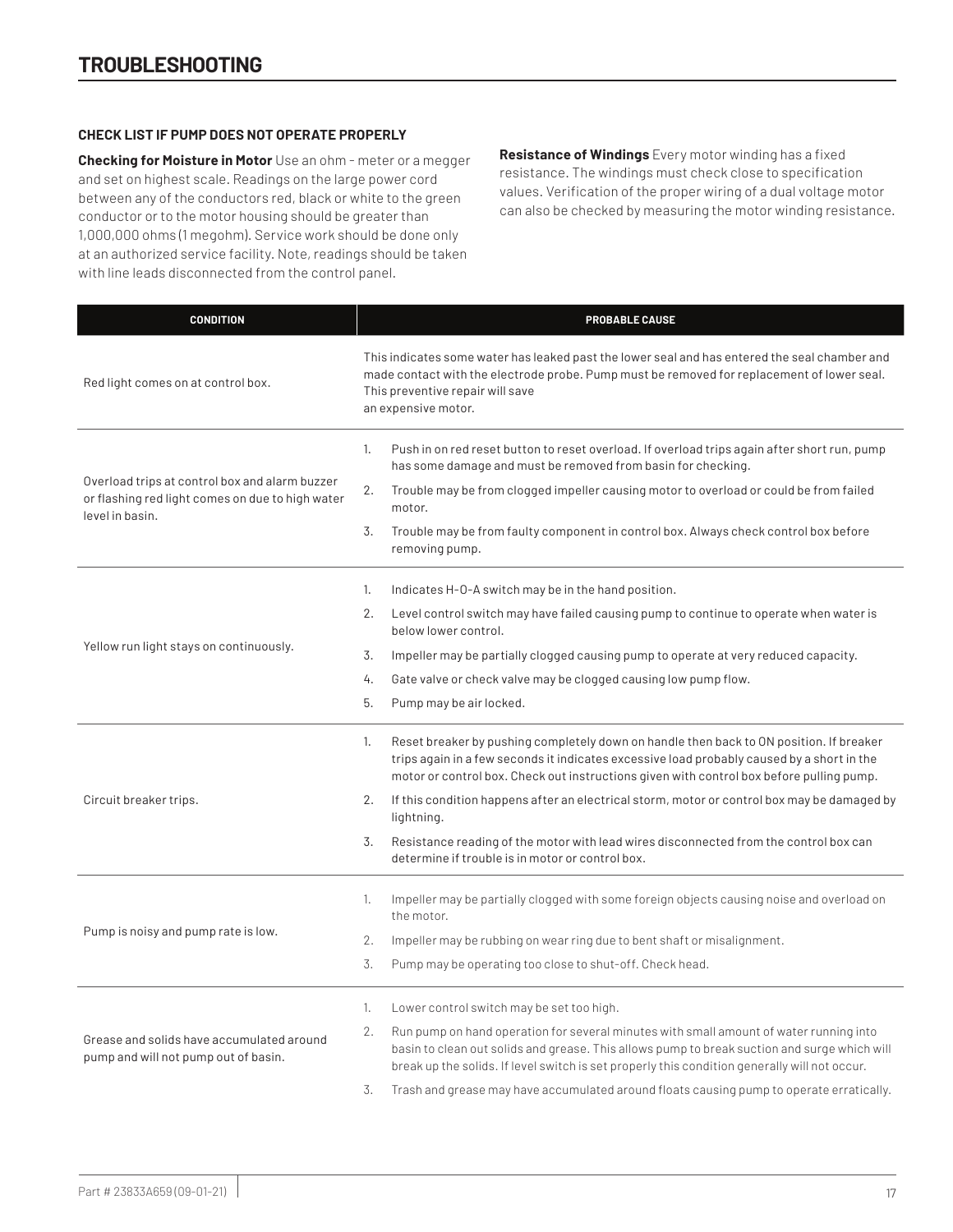# TROUBLESHOOTING

### CHECK LIST IF PUMP DOES NOT OPERATE PROPERLY

**Checking for Moisture in Motor** Use an ohm - meter or a megger and set on highest scale. Readings on the large power cord between any of the conductors red, black or white to the green conductor or to the motor housing should be greater than 1,000,000 ohms (1 megohm). Service work should be done only at an authorized service facility. Note, readings should be taken with line leads disconnected from the control panel.

**Resistance of Windings** Every motor winding has a fixed resistance. The windings must check close to specification values. Verification of the proper wiring of a dual voltage motor can also be checked by measuring the motor winding resistance.

| CONDITION | PROBABLE CAUSE |
|---|---|
| Red light comes on at control box. | This indicates some water has leaked past the lower seal and has entered the seal chamber and made contact with the electrode probe. Pump must be removed for replacement of lower seal. This preventive repair will save an expensive motor. |
| Overload trips at control box and alarm buzzer or flashing red light comes on due to high water level in basin. | 1. Push in on red reset button to reset overload. If overload trips again after short run, pump has some damage and must be removed from basin for checking.<br>2. Trouble may be from clogged impeller causing motor to overload or could be from failed motor.<br>3. Trouble may be from faulty component in control box. Always check control box before removing pump. |
| Yellow run light stays on continuously. | 1. Indicates H-O-A switch may be in the hand position.<br>2. Level control switch may have failed causing pump to continue to operate when water is below lower control.<br>3. Impeller may be partially clogged causing pump to operate at very reduced capacity.<br>4. Gate valve or check valve may be clogged causing low pump flow.<br>5. Pump may be air locked. |
| Circuit breaker trips. | 1. Reset breaker by pushing completely down on handle then back to ON position. If breaker trips again in a few seconds it indicates excessive load probably caused by a short in the motor or control box. Check out instructions given with control box before pulling pump.<br>2. If this condition happens after an electrical storm, motor or control box may be damaged by lightning.<br>3. Resistance reading of the motor with lead wires disconnected from the control box can determine if trouble is in motor or control box. |
| Pump is noisy and pump rate is low. | 1. Impeller may be partially clogged with some foreign objects causing noise and overload on the motor.<br>2. Impeller may be rubbing on wear ring due to bent shaft or misalignment.<br>3. Pump may be operating too close to shut-off. Check head. |
| Grease and solids have accumulated around pump and will not pump out of basin. | 1. Lower control switch may be set too high.<br>2. Run pump on hand operation for several minutes with small amount of water running into basin to clean out solids and grease. This allows pump to break suction and surge which will break up the solids. If level switch is set properly this condition generally will not occur.<br>3. Trash and grease may have accumulated around floats causing pump to operate erratically. |

Part # 23833A659 (09-01-21)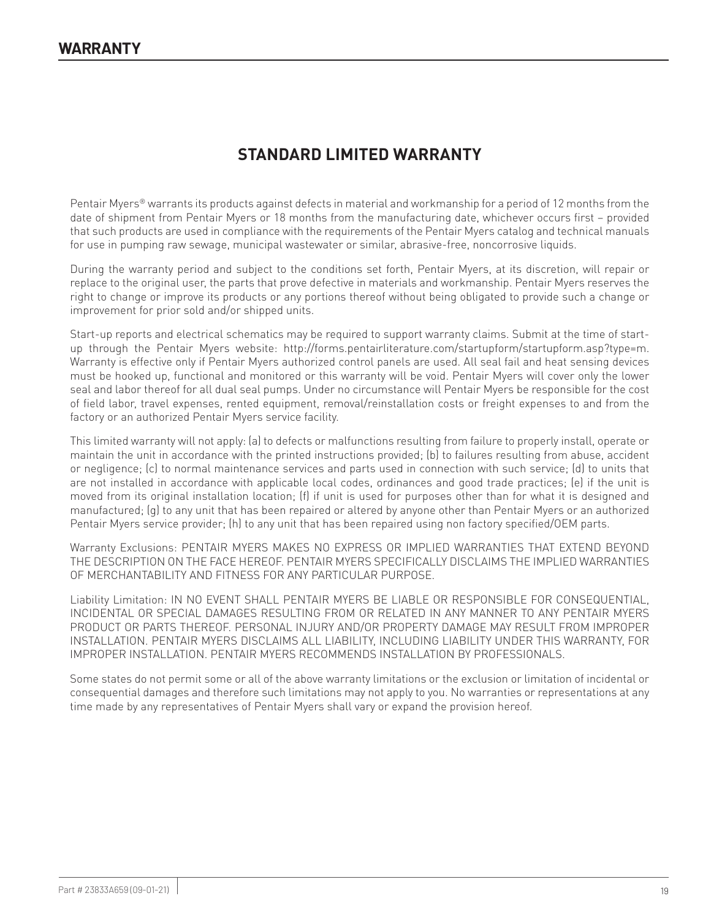# WARRANTY

## STANDARD LIMITED WARRANTY

Pentair Myers® warrants its products against defects in material and workmanship for a period of 12 months from the date of shipment from Pentair Myers or 18 months from the manufacturing date, whichever occurs first – provided that such products are used in compliance with the requirements of the Pentair Myers catalog and technical manuals for use in pumping raw sewage, municipal wastewater or similar, abrasive-free, noncorrosive liquids.

During the warranty period and subject to the conditions set forth, Pentair Myers, at its discretion, will repair or replace to the original user, the parts that prove defective in materials and workmanship. Pentair Myers reserves the right to change or improve its products or any portions thereof without being obligated to provide such a change or improvement for prior sold and/or shipped units.

Start-up reports and electrical schematics may be required to support warranty claims. Submit at the time of start-up through the Pentair Myers website: http://forms.pentairliterature.com/startupform/startupform.asp?type=m. Warranty is effective only if Pentair Myers authorized control panels are used. All seal fail and heat sensing devices must be hooked up, functional and monitored or this warranty will be void. Pentair Myers will cover only the lower seal and labor thereof for all dual seal pumps. Under no circumstance will Pentair Myers be responsible for the cost of field labor, travel expenses, rented equipment, removal/reinstallation costs or freight expenses to and from the factory or an authorized Pentair Myers service facility.

This limited warranty will not apply: (a) to defects or malfunctions resulting from failure to properly install, operate or maintain the unit in accordance with the printed instructions provided; (b) to failures resulting from abuse, accident or negligence; (c) to normal maintenance services and parts used in connection with such service; (d) to units that are not installed in accordance with applicable local codes, ordinances and good trade practices; (e) if the unit is moved from its original installation location; (f) if unit is used for purposes other than for what it is designed and manufactured; (g) to any unit that has been repaired or altered by anyone other than Pentair Myers or an authorized Pentair Myers service provider; (h) to any unit that has been repaired using non factory specified/OEM parts.

Warranty Exclusions: PENTAIR MYERS MAKES NO EXPRESS OR IMPLIED WARRANTIES THAT EXTEND BEYOND THE DESCRIPTION ON THE FACE HEREOF. PENTAIR MYERS SPECIFICALLY DISCLAIMS THE IMPLIED WARRANTIES OF MERCHANTABILITY AND FITNESS FOR ANY PARTICULAR PURPOSE.

Liability Limitation: IN NO EVENT SHALL PENTAIR MYERS BE LIABLE OR RESPONSIBLE FOR CONSEQUENTIAL, INCIDENTAL OR SPECIAL DAMAGES RESULTING FROM OR RELATED IN ANY MANNER TO ANY PENTAIR MYERS PRODUCT OR PARTS THEREOF. PERSONAL INJURY AND/OR PROPERTY DAMAGE MAY RESULT FROM IMPROPER INSTALLATION. PENTAIR MYERS DISCLAIMS ALL LIABILITY, INCLUDING LIABILITY UNDER THIS WARRANTY, FOR IMPROPER INSTALLATION. PENTAIR MYERS RECOMMENDS INSTALLATION BY PROFESSIONALS.

Some states do not permit some or all of the above warranty limitations or the exclusion or limitation of incidental or consequential damages and therefore such limitations may not apply to you. No warranties or representations at any time made by any representatives of Pentair Myers shall vary or expand the provision hereof.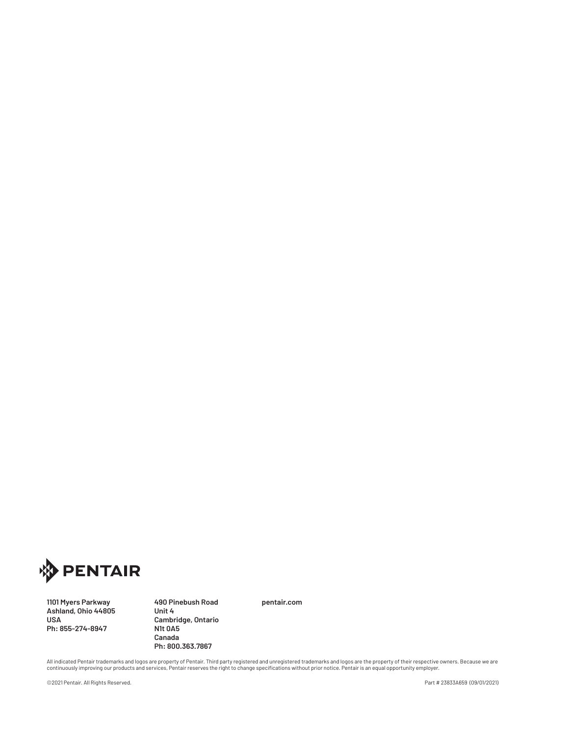PENTAIR

**1101 Myers Parkway**
**Ashland, Ohio 44805**
**USA**
**Ph: 855-274-8947**

**490 Pinebush Road**
**Unit 4**
**Cambridge, Ontario**
**N1t 0A5**
**Canada**
**Ph: 800.363.7867**

**pentair.com**

All indicated Pentair trademarks and logos are property of Pentair. Third party registered and unregistered trademarks and logos are the property of their respective owners. Because we are continuously improving our products and services, Pentair reserves the right to change specifications without prior notice. Pentair is an equal opportunity employer.

©2021 Pentair. All Rights Reserved.

Part # 23833A659 (09/01/2021)